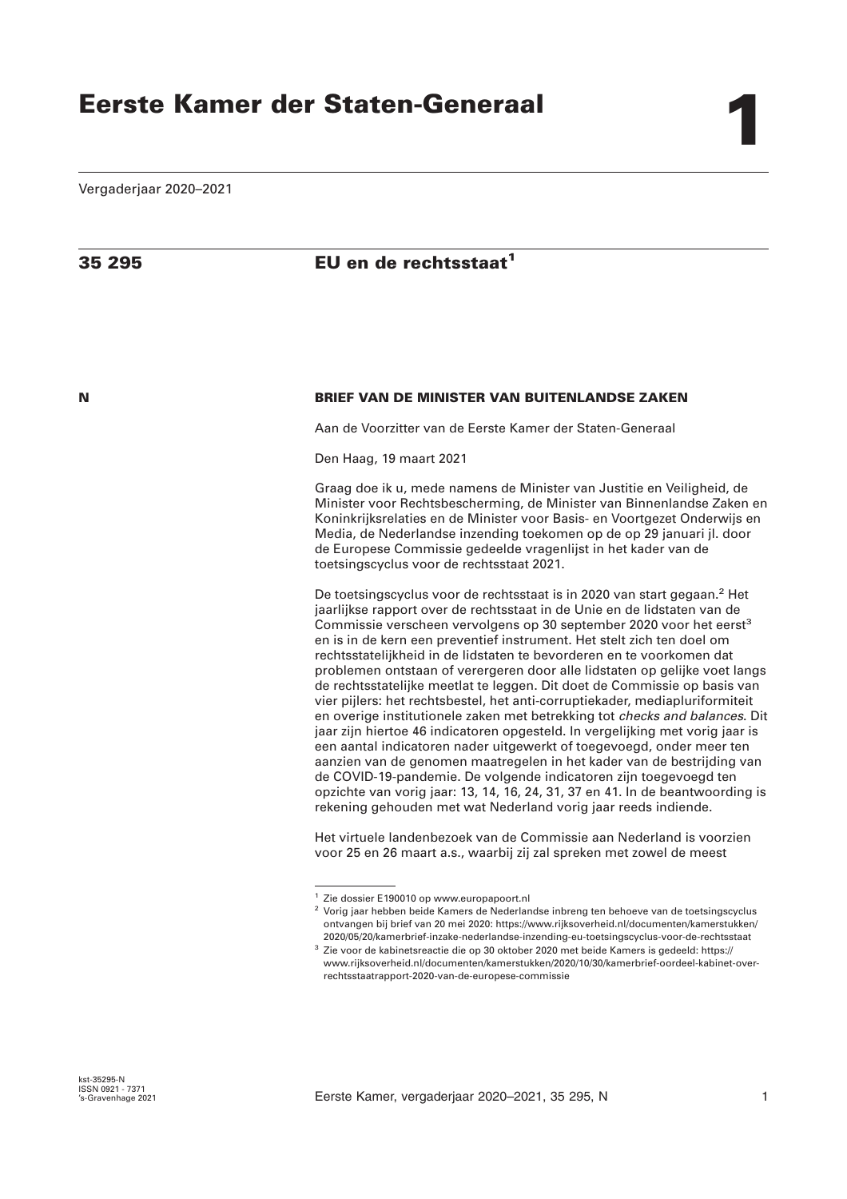# Eerste Kamer der Staten-Generaal

**1**

Vergaderjaar 2020–2021

## 35 295 EU en de rechtsstaat[1]

**N**

### BRIEF VAN DE MINISTER VAN BUITENLANDSE ZAKEN

Aan de Voorzitter van de Eerste Kamer der Staten-Generaal

Den Haag, 19 maart 2021

Graag doe ik u, mede namens de Minister van Justitie en Veiligheid, de Minister voor Rechtsbescherming, de Minister van Binnenlandse Zaken en Koninkrijksrelaties en de Minister voor Basis- en Voortgezet Onderwijs en Media, de Nederlandse inzending toekomen op de op 29 januari jl. door de Europese Commissie gedeelde vragenlijst in het kader van de toetsingscyclus voor de rechtsstaat 2021.

De toetsingscyclus voor de rechtsstaat is in 2020 van start gegaan.[2] Het jaarlijkse rapport over de rechtsstaat in de Unie en de lidstaten van de Commissie verscheen vervolgens op 30 september 2020 voor het eerst[3] en is in de kern een preventief instrument. Het stelt zich ten doel om rechtsstatelijkheid in de lidstaten te bevorderen en te voorkomen dat problemen ontstaan of verergeren door alle lidstaten op gelijke voet langs de rechtsstatelijke meetlat te leggen. Dit doet de Commissie op basis van vier pijlers: het rechtsbestel, het anti-corruptiekader, mediapluriformiteit en overige institutionele zaken met betrekking tot *checks and balances*. Dit jaar zijn hiertoe 46 indicatoren opgesteld. In vergelijking met vorig jaar is een aantal indicatoren nader uitgewerkt of toegevoegd, onder meer ten aanzien van de genomen maatregelen in het kader van de bestrijding van de COVID-19-pandemie. De volgende indicatoren zijn toegevoegd ten opzichte van vorig jaar: 13, 14, 16, 24, 31, 37 en 41. In de beantwoording is rekening gehouden met wat Nederland vorig jaar reeds indiende.

Het virtuele landenbezoek van de Commissie aan Nederland is voorzien voor 25 en 26 maart a.s., waarbij zij zal spreken met zowel de meest

---

[1] Zie dossier E190010 op www.europapoort.nl

[2] Vorig jaar hebben beide Kamers de Nederlandse inbreng ten behoeve van de toetsingscyclus ontvangen bij brief van 20 mei 2020: https://www.rijksoverheid.nl/documenten/kamerstukken/2020/05/20/kamerbrief-inzake-nederlandse-inzending-eu-toetsingscyclus-voor-de-rechtsstaat

[3] Zie voor de kabinetsreactie die op 30 oktober 2020 met beide Kamers is gedeeld: https://www.rijksoverheid.nl/documenten/kamerstukken/2020/10/30/kamerbrief-oordeel-kabinet-over-rechtsstaatrapport-2020-van-de-europese-commissie

kst-35295-N
ISSN 0921 - 7371
's-Gravenhage 2021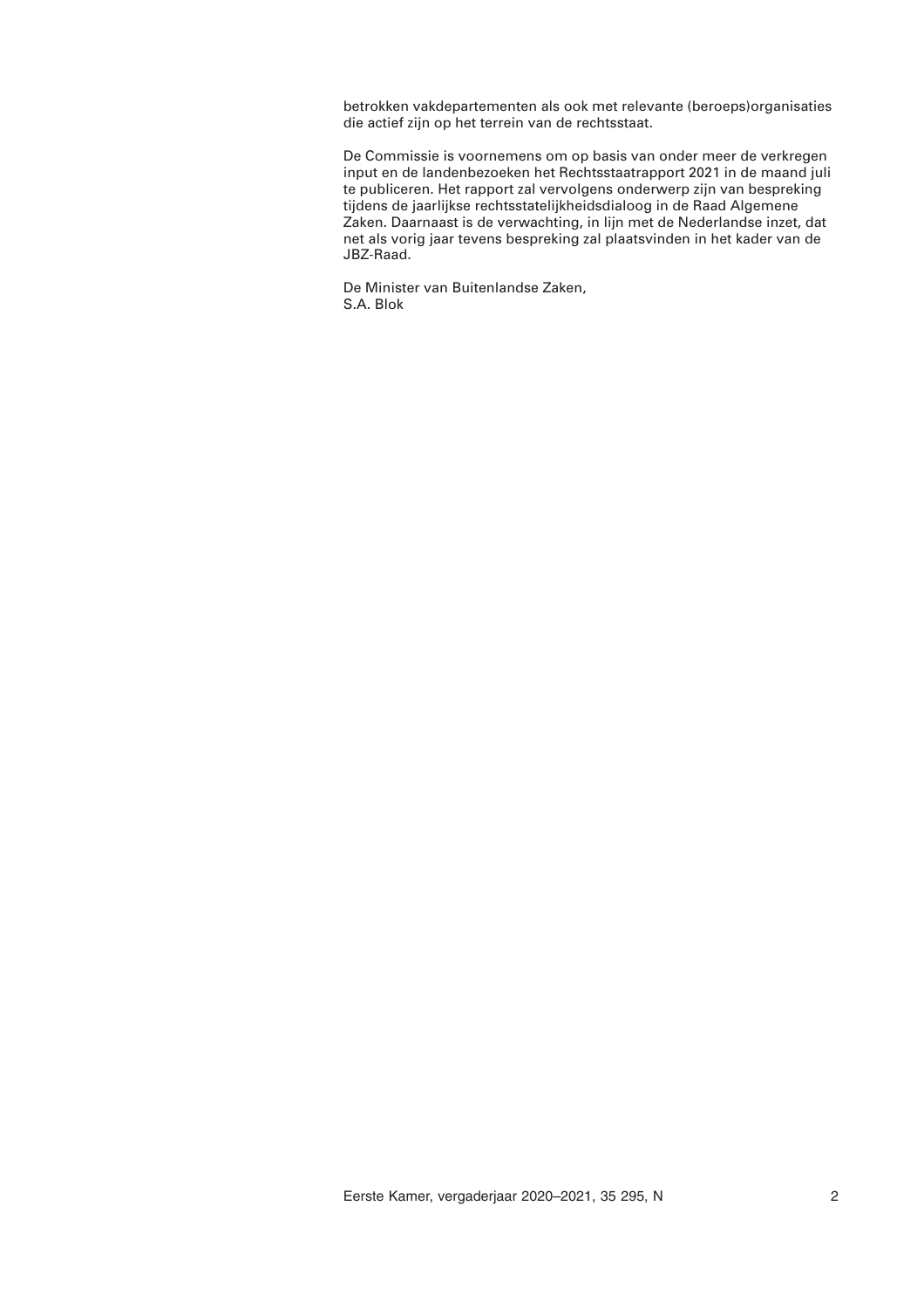betrokken vakdepartementen als ook met relevante (beroeps)organisaties die actief zijn op het terrein van de rechtsstaat.

De Commissie is voornemens om op basis van onder meer de verkregen input en de landenbezoeken het Rechtsstaatrapport 2021 in de maand juli te publiceren. Het rapport zal vervolgens onderwerp zijn van bespreking tijdens de jaarlijkse rechtsstatelijkheidsdialoog in de Raad Algemene Zaken. Daarnaast is de verwachting, in lijn met de Nederlandse inzet, dat net als vorig jaar tevens bespreking zal plaatsvinden in het kader van de JBZ-Raad.

De Minister van Buitenlandse Zaken,
S.A. Blok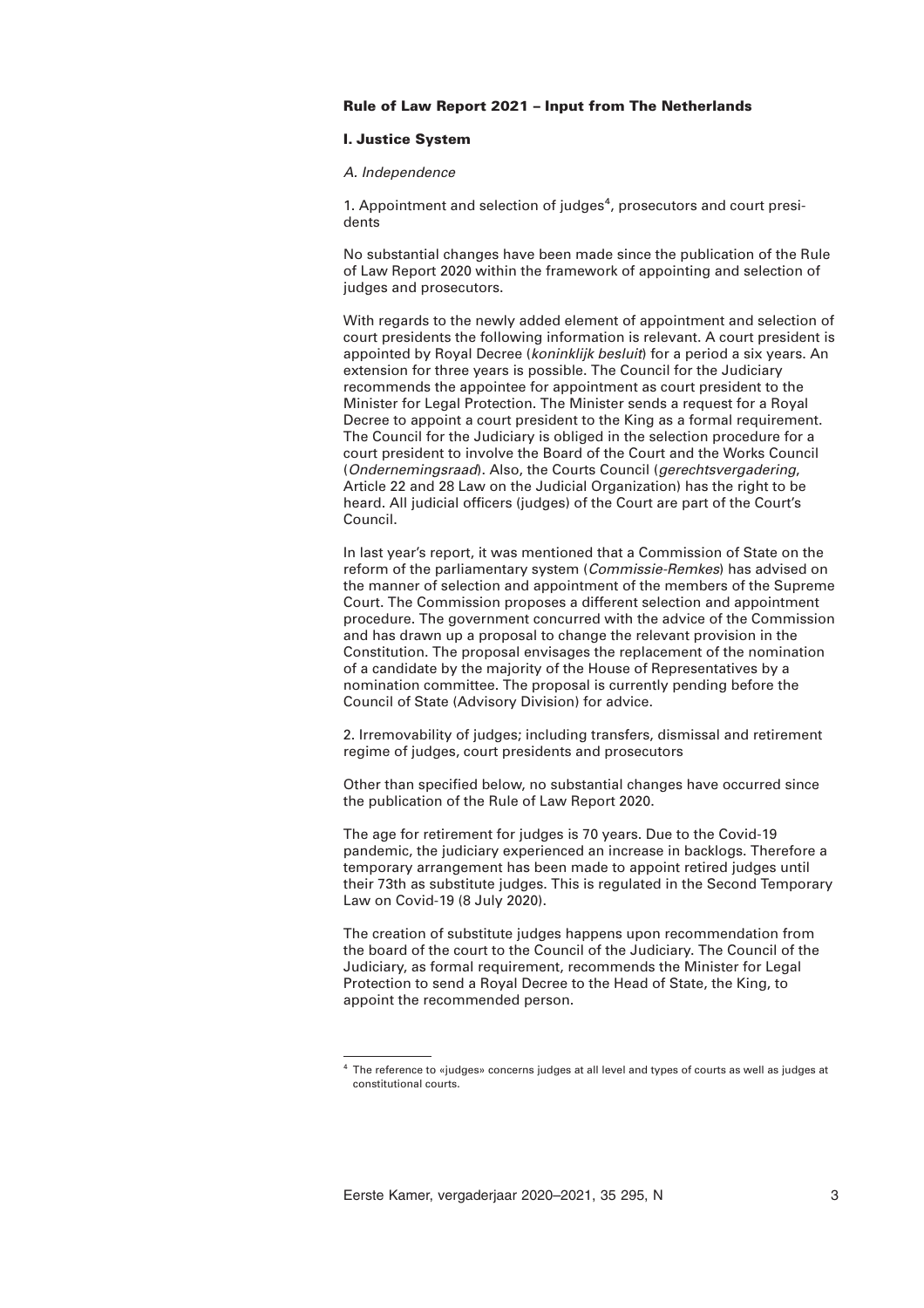## Rule of Law Report 2021 – Input from The Netherlands

### I. Justice System

*A. Independence*

1. Appointment and selection of judges[4], prosecutors and court presidents

No substantial changes have been made since the publication of the Rule of Law Report 2020 within the framework of appointing and selection of judges and prosecutors.

With regards to the newly added element of appointment and selection of court presidents the following information is relevant. A court president is appointed by Royal Decree (*koninklijk besluit*) for a period a six years. An extension for three years is possible. The Council for the Judiciary recommends the appointee for appointment as court president to the Minister for Legal Protection. The Minister sends a request for a Royal Decree to appoint a court president to the King as a formal requirement. The Council for the Judiciary is obliged in the selection procedure for a court president to involve the Board of the Court and the Works Council (*Ondernemingsraad*). Also, the Courts Council (*gerechtsvergadering*, Article 22 and 28 Law on the Judicial Organization) has the right to be heard. All judicial officers (judges) of the Court are part of the Court's Council.

In last year's report, it was mentioned that a Commission of State on the reform of the parliamentary system (*Commissie-Remkes*) has advised on the manner of selection and appointment of the members of the Supreme Court. The Commission proposes a different selection and appointment procedure. The government concurred with the advice of the Commission and has drawn up a proposal to change the relevant provision in the Constitution. The proposal envisages the replacement of the nomination of a candidate by the majority of the House of Representatives by a nomination committee. The proposal is currently pending before the Council of State (Advisory Division) for advice.

2. Irremovability of judges; including transfers, dismissal and retirement regime of judges, court presidents and prosecutors

Other than specified below, no substantial changes have occurred since the publication of the Rule of Law Report 2020.

The age for retirement for judges is 70 years. Due to the Covid-19 pandemic, the judiciary experienced an increase in backlogs. Therefore a temporary arrangement has been made to appoint retired judges until their 73th as substitute judges. This is regulated in the Second Temporary Law on Covid-19 (8 July 2020).

The creation of substitute judges happens upon recommendation from the board of the court to the Council of the Judiciary. The Council of the Judiciary, as formal requirement, recommends the Minister for Legal Protection to send a Royal Decree to the Head of State, the King, to appoint the recommended person.

---

[4] The reference to «judges» concerns judges at all level and types of courts as well as judges at constitutional courts.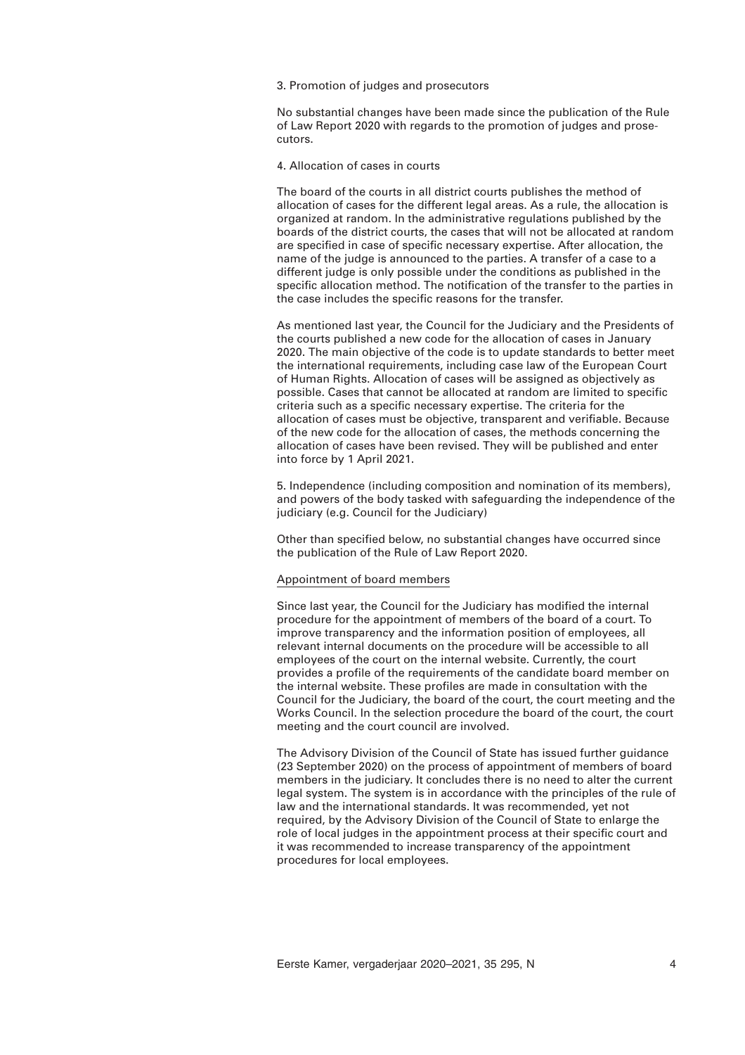3. Promotion of judges and prosecutors

No substantial changes have been made since the publication of the Rule of Law Report 2020 with regards to the promotion of judges and prosecutors.

4. Allocation of cases in courts

The board of the courts in all district courts publishes the method of allocation of cases for the different legal areas. As a rule, the allocation is organized at random. In the administrative regulations published by the boards of the district courts, the cases that will not be allocated at random are specified in case of specific necessary expertise. After allocation, the name of the judge is announced to the parties. A transfer of a case to a different judge is only possible under the conditions as published in the specific allocation method. The notification of the transfer to the parties in the case includes the specific reasons for the transfer.

As mentioned last year, the Council for the Judiciary and the Presidents of the courts published a new code for the allocation of cases in January 2020. The main objective of the code is to update standards to better meet the international requirements, including case law of the European Court of Human Rights. Allocation of cases will be assigned as objectively as possible. Cases that cannot be allocated at random are limited to specific criteria such as a specific necessary expertise. The criteria for the allocation of cases must be objective, transparent and verifiable. Because of the new code for the allocation of cases, the methods concerning the allocation of cases have been revised. They will be published and enter into force by 1 April 2021.

5. Independence (including composition and nomination of its members), and powers of the body tasked with safeguarding the independence of the judiciary (e.g. Council for the Judiciary)

Other than specified below, no substantial changes have occurred since the publication of the Rule of Law Report 2020.

Appointment of board members

Since last year, the Council for the Judiciary has modified the internal procedure for the appointment of members of the board of a court. To improve transparency and the information position of employees, all relevant internal documents on the procedure will be accessible to all employees of the court on the internal website. Currently, the court provides a profile of the requirements of the candidate board member on the internal website. These profiles are made in consultation with the Council for the Judiciary, the board of the court, the court meeting and the Works Council. In the selection procedure the board of the court, the court meeting and the court council are involved.

The Advisory Division of the Council of State has issued further guidance (23 September 2020) on the process of appointment of members of board members in the judiciary. It concludes there is no need to alter the current legal system. The system is in accordance with the principles of the rule of law and the international standards. It was recommended, yet not required, by the Advisory Division of the Council of State to enlarge the role of local judges in the appointment process at their specific court and it was recommended to increase transparency of the appointment procedures for local employees.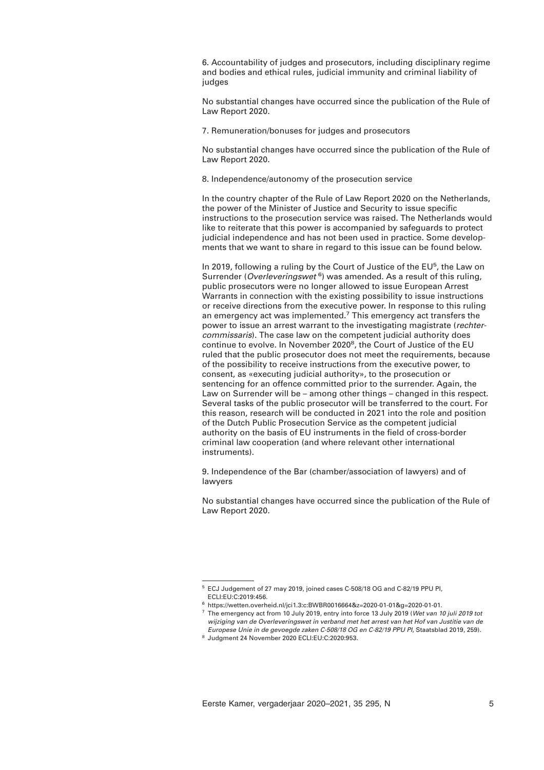6. Accountability of judges and prosecutors, including disciplinary regime and bodies and ethical rules, judicial immunity and criminal liability of judges

No substantial changes have occurred since the publication of the Rule of Law Report 2020.

7. Remuneration/bonuses for judges and prosecutors

No substantial changes have occurred since the publication of the Rule of Law Report 2020.

8. Independence/autonomy of the prosecution service

In the country chapter of the Rule of Law Report 2020 on the Netherlands, the power of the Minister of Justice and Security to issue specific instructions to the prosecution service was raised. The Netherlands would like to reiterate that this power is accompanied by safeguards to protect judicial independence and has not been used in practice. Some developments that we want to share in regard to this issue can be found below.

In 2019, following a ruling by the Court of Justice of the EU[5], the Law on Surrender (*Overleveringswet*[6]) was amended. As a result of this ruling, public prosecutors were no longer allowed to issue European Arrest Warrants in connection with the existing possibility to issue instructions or receive directions from the executive power. In response to this ruling an emergency act was implemented.[7] This emergency act transfers the power to issue an arrest warrant to the investigating magistrate (*rechter-commissaris*). The case law on the competent judicial authority does continue to evolve. In November 2020[8], the Court of Justice of the EU ruled that the public prosecutor does not meet the requirements, because of the possibility to receive instructions from the executive power, to consent, as «executing judicial authority», to the prosecution or sentencing for an offence committed prior to the surrender. Again, the Law on Surrender will be – among other things – changed in this respect. Several tasks of the public prosecutor will be transferred to the court. For this reason, research will be conducted in 2021 into the role and position of the Dutch Public Prosecution Service as the competent judicial authority on the basis of EU instruments in the field of cross-border criminal law cooperation (and where relevant other international instruments).

9. Independence of the Bar (chamber/association of lawyers) and of lawyers

No substantial changes have occurred since the publication of the Rule of Law Report 2020.

---

[5] ECJ Judgement of 27 may 2019, joined cases C-508/18 OG and C-82/19 PPU PI, ECLI:EU:C:2019:456.

[6] https://wetten.overheid.nl/jci1.3:c:BWBR0016664&z=2020-01-01&g=2020-01-01.

[7] The emergency act from 10 July 2019, entry into force 13 July 2019 (*Wet van 10 juli 2019 tot wijziging van de Overleveringswet in verband met het arrest van het Hof van Justitie van de Europese Unie in de gevoegde zaken C-508/18 OG en C-82/19 PPU PI*, Staatsblad 2019, 259).

[8] Judgment 24 November 2020 ECLI:EU:C:2020:953.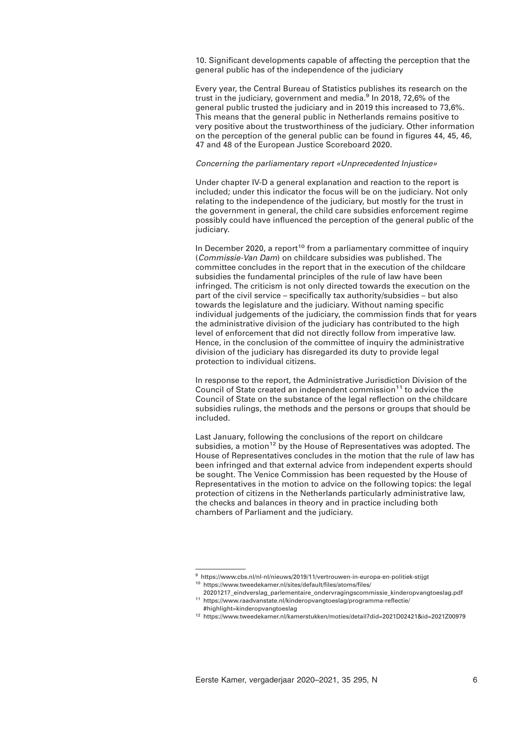10. Significant developments capable of affecting the perception that the general public has of the independence of the judiciary

Every year, the Central Bureau of Statistics publishes its research on the trust in the judiciary, government and media.[9] In 2018, 72,6% of the general public trusted the judiciary and in 2019 this increased to 73,6%. This means that the general public in Netherlands remains positive to very positive about the trustworthiness of the judiciary. Other information on the perception of the general public can be found in figures 44, 45, 46, 47 and 48 of the European Justice Scoreboard 2020.

*Concerning the parliamentary report «Unprecedented Injustice»*

Under chapter IV-D a general explanation and reaction to the report is included; under this indicator the focus will be on the judiciary. Not only relating to the independence of the judiciary, but mostly for the trust in the government in general, the child care subsidies enforcement regime possibly could have influenced the perception of the general public of the judiciary.

In December 2020, a report[10] from a parliamentary committee of inquiry (*Commissie-Van Dam*) on childcare subsidies was published. The committee concludes in the report that in the execution of the childcare subsidies the fundamental principles of the rule of law have been infringed. The criticism is not only directed towards the execution on the part of the civil service – specifically tax authority/subsidies – but also towards the legislature and the judiciary. Without naming specific individual judgements of the judiciary, the commission finds that for years the administrative division of the judiciary has contributed to the high level of enforcement that did not directly follow from imperative law. Hence, in the conclusion of the committee of inquiry the administrative division of the judiciary has disregarded its duty to provide legal protection to individual citizens.

In response to the report, the Administrative Jurisdiction Division of the Council of State created an independent commission[11] to advice the Council of State on the substance of the legal reflection on the childcare subsidies rulings, the methods and the persons or groups that should be included.

Last January, following the conclusions of the report on childcare subsidies, a motion[12] by the House of Representatives was adopted. The House of Representatives concludes in the motion that the rule of law has been infringed and that external advice from independent experts should be sought. The Venice Commission has been requested by the House of Representatives in the motion to advice on the following topics: the legal protection of citizens in the Netherlands particularly administrative law, the checks and balances in theory and in practice including both chambers of Parliament and the judiciary.

---

[9] https://www.cbs.nl/nl-nl/nieuws/2019/11/vertrouwen-in-europa-en-politiek-stijgt

[10] https://www.tweedekamer.nl/sites/default/files/atoms/files/20201217_eindverslag_parlementaire_ondervragingscommissie_kinderopvangtoeslag.pdf

[11] https://www.raadvanstate.nl/kinderopvangtoeslag/programma-reflectie/#highlight=kinderopvangtoeslag

[12] https://www.tweedekamer.nl/kamerstukken/moties/detail?did=2021D02421&id=2021Z00979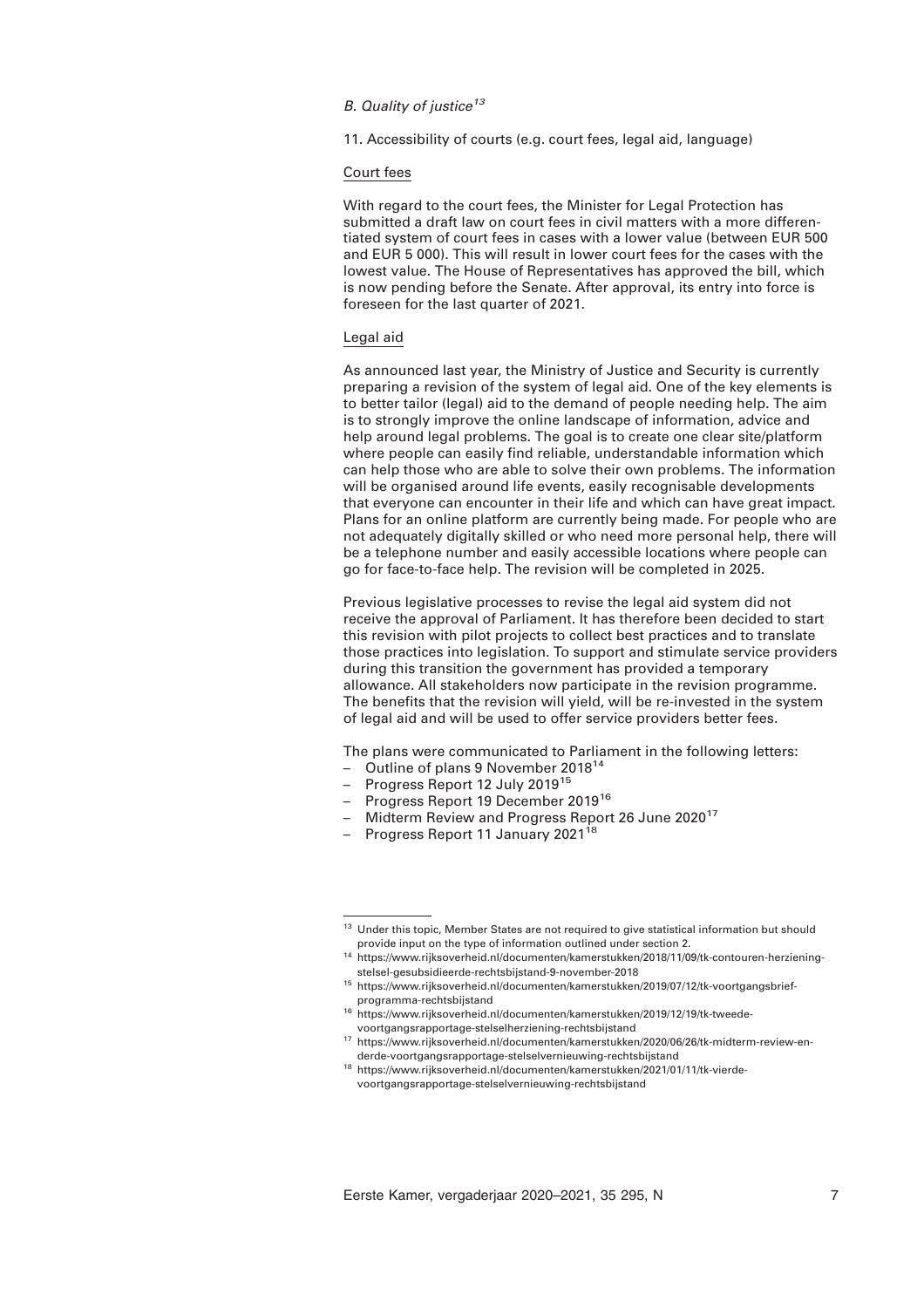*B. Quality of justice*[13]

11. Accessibility of courts (e.g. court fees, legal aid, language)

Court fees

With regard to the court fees, the Minister for Legal Protection has submitted a draft law on court fees in civil matters with a more differentiated system of court fees in cases with a lower value (between EUR 500 and EUR 5 000). This will result in lower court fees for the cases with the lowest value. The House of Representatives has approved the bill, which is now pending before the Senate. After approval, its entry into force is foreseen for the last quarter of 2021.

Legal aid

As announced last year, the Ministry of Justice and Security is currently preparing a revision of the system of legal aid. One of the key elements is to better tailor (legal) aid to the demand of people needing help. The aim is to strongly improve the online landscape of information, advice and help around legal problems. The goal is to create one clear site/platform where people can easily find reliable, understandable information which can help those who are able to solve their own problems. The information will be organised around life events, easily recognisable developments that everyone can encounter in their life and which can have great impact. Plans for an online platform are currently being made. For people who are not adequately digitally skilled or who need more personal help, there will be a telephone number and easily accessible locations where people can go for face-to-face help. The revision will be completed in 2025.

Previous legislative processes to revise the legal aid system did not receive the approval of Parliament. It has therefore been decided to start this revision with pilot projects to collect best practices and to translate those practices into legislation. To support and stimulate service providers during this transition the government has provided a temporary allowance. All stakeholders now participate in the revision programme. The benefits that the revision will yield, will be re-invested in the system of legal aid and will be used to offer service providers better fees.

The plans were communicated to Parliament in the following letters:
- Outline of plans 9 November 2018[14]
- Progress Report 12 July 2019[15]
- Progress Report 19 December 2019[16]
- Midterm Review and Progress Report 26 June 2020[17]
- Progress Report 11 January 2021[18]

---

[13] Under this topic, Member States are not required to give statistical information but should provide input on the type of information outlined under section 2.

[14] https://www.rijksoverheid.nl/documenten/kamerstukken/2018/11/09/tk-contouren-herziening-stelsel-gesubsidieerde-rechtsbijstand-9-november-2018

[15] https://www.rijksoverheid.nl/documenten/kamerstukken/2019/07/12/tk-voortgangsbrief-programma-rechtsbijstand

[16] https://www.rijksoverheid.nl/documenten/kamerstukken/2019/12/19/tk-tweede-voortgangsrapportage-stelselherziening-rechtsbijstand

[17] https://www.rijksoverheid.nl/documenten/kamerstukken/2020/06/26/tk-midterm-review-en-derde-voortgangsrapportage-stelselvernieuwing-rechtsbijstand

[18] https://www.rijksoverheid.nl/documenten/kamerstukken/2021/01/11/tk-vierde-voortgangsrapportage-stelselvernieuwing-rechtsbijstand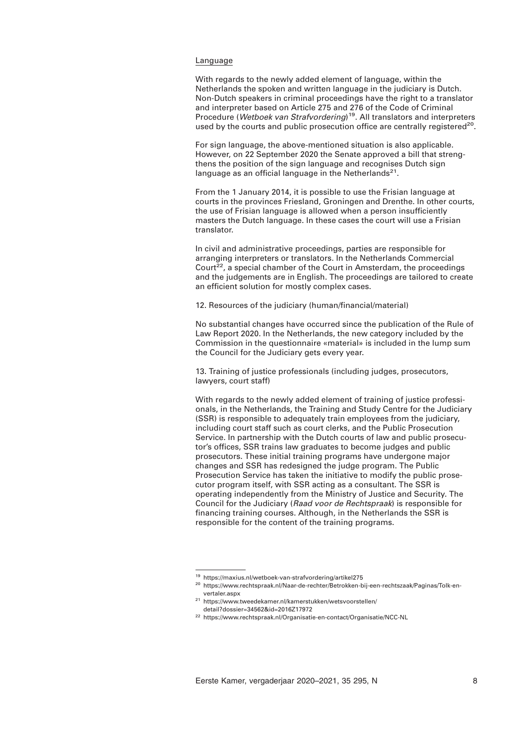Language

With regards to the newly added element of language, within the Netherlands the spoken and written language in the judiciary is Dutch. Non-Dutch speakers in criminal proceedings have the right to a translator and interpreter based on Article 275 and 276 of the Code of Criminal Procedure (*Wetboek van Strafvordering*)[19]. All translators and interpreters used by the courts and public prosecution office are centrally registered[20].

For sign language, the above-mentioned situation is also applicable. However, on 22 September 2020 the Senate approved a bill that strengthens the position of the sign language and recognises Dutch sign language as an official language in the Netherlands[21].

From the 1 January 2014, it is possible to use the Frisian language at courts in the provinces Friesland, Groningen and Drenthe. In other courts, the use of Frisian language is allowed when a person insufficiently masters the Dutch language. In these cases the court will use a Frisian translator.

In civil and administrative proceedings, parties are responsible for arranging interpreters or translators. In the Netherlands Commercial Court[22], a special chamber of the Court in Amsterdam, the proceedings and the judgements are in English. The proceedings are tailored to create an efficient solution for mostly complex cases.

12. Resources of the judiciary (human/financial/material)

No substantial changes have occurred since the publication of the Rule of Law Report 2020. In the Netherlands, the new category included by the Commission in the questionnaire «material» is included in the lump sum the Council for the Judiciary gets every year.

13. Training of justice professionals (including judges, prosecutors, lawyers, court staff)

With regards to the newly added element of training of justice professionals, in the Netherlands, the Training and Study Centre for the Judiciary (SSR) is responsible to adequately train employees from the judiciary, including court staff such as court clerks, and the Public Prosecution Service. In partnership with the Dutch courts of law and public prosecutor's offices, SSR trains law graduates to become judges and public prosecutors. These initial training programs have undergone major changes and SSR has redesigned the judge program. The Public Prosecution Service has taken the initiative to modify the public prosecutor program itself, with SSR acting as a consultant. The SSR is operating independently from the Ministry of Justice and Security. The Council for the Judiciary (*Raad voor de Rechtspraak*) is responsible for financing training courses. Although, in the Netherlands the SSR is responsible for the content of the training programs.

---

[19] https://maxius.nl/wetboek-van-strafvordering/artikel275

[20] https://www.rechtspraak.nl/Naar-de-rechter/Betrokken-bij-een-rechtszaak/Paginas/Tolk-en-vertaler.aspx

[21] https://www.tweedekamer.nl/kamerstukken/wetsvoorstellen/detail?dossier=34562&id=2016Z17972

[22] https://www.rechtspraak.nl/Organisatie-en-contact/Organisatie/NCC-NL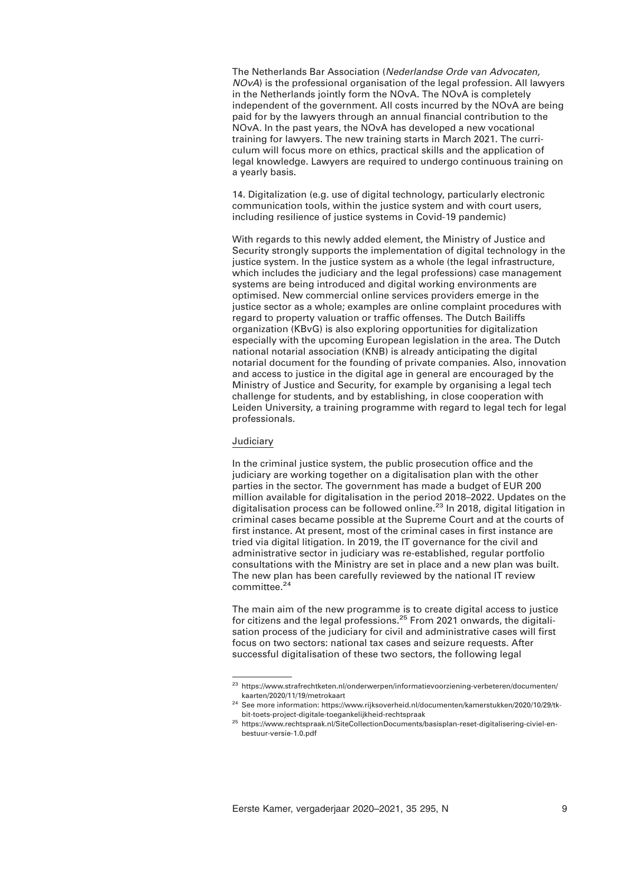The Netherlands Bar Association (*Nederlandse Orde van Advocaten, NOvA*) is the professional organisation of the legal profession. All lawyers in the Netherlands jointly form the NOvA. The NOvA is completely independent of the government. All costs incurred by the NOvA are being paid for by the lawyers through an annual financial contribution to the NOvA. In the past years, the NOvA has developed a new vocational training for lawyers. The new training starts in March 2021. The curriculum will focus more on ethics, practical skills and the application of legal knowledge. Lawyers are required to undergo continuous training on a yearly basis.

14. Digitalization (e.g. use of digital technology, particularly electronic communication tools, within the justice system and with court users, including resilience of justice systems in Covid-19 pandemic)

With regards to this newly added element, the Ministry of Justice and Security strongly supports the implementation of digital technology in the justice system. In the justice system as a whole (the legal infrastructure, which includes the judiciary and the legal professions) case management systems are being introduced and digital working environments are optimised. New commercial online services providers emerge in the justice sector as a whole; examples are online complaint procedures with regard to property valuation or traffic offenses. The Dutch Bailiffs organization (KBvG) is also exploring opportunities for digitalization especially with the upcoming European legislation in the area. The Dutch national notarial association (KNB) is already anticipating the digital notarial document for the founding of private companies. Also, innovation and access to justice in the digital age in general are encouraged by the Ministry of Justice and Security, for example by organising a legal tech challenge for students, and by establishing, in close cooperation with Leiden University, a training programme with regard to legal tech for legal professionals.

Judiciary

In the criminal justice system, the public prosecution office and the judiciary are working together on a digitalisation plan with the other parties in the sector. The government has made a budget of EUR 200 million available for digitalisation in the period 2018–2022. Updates on the digitalisation process can be followed online.[23] In 2018, digital litigation in criminal cases became possible at the Supreme Court and at the courts of first instance. At present, most of the criminal cases in first instance are tried via digital litigation. In 2019, the IT governance for the civil and administrative sector in judiciary was re-established, regular portfolio consultations with the Ministry are set in place and a new plan was built. The new plan has been carefully reviewed by the national IT review committee.[24]

The main aim of the new programme is to create digital access to justice for citizens and the legal professions.[25] From 2021 onwards, the digitalisation process of the judiciary for civil and administrative cases will first focus on two sectors: national tax cases and seizure requests. After successful digitalisation of these two sectors, the following legal

---

[23] https://www.strafrechtketen.nl/onderwerpen/informatievoorziening-verbeteren/documenten/kaarten/2020/11/19/metrokaart

[24] See more information: https://www.rijksoverheid.nl/documenten/kamerstukken/2020/10/29/tk-bit-toets-project-digitale-toegankelijkheid-rechtspraak

[25] https://www.rechtspraak.nl/SiteCollectionDocuments/basisplan-reset-digitalisering-civiel-en-bestuur-versie-1.0.pdf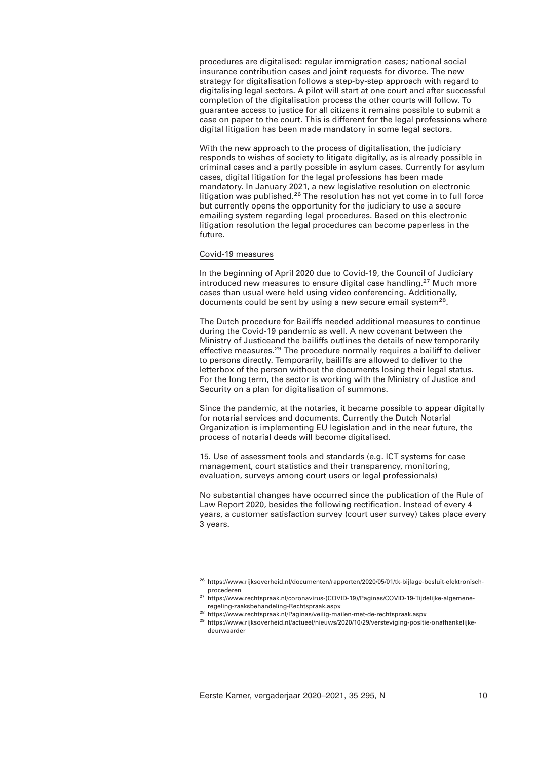procedures are digitalised: regular immigration cases; national social insurance contribution cases and joint requests for divorce. The new strategy for digitalisation follows a step-by-step approach with regard to digitalising legal sectors. A pilot will start at one court and after successful completion of the digitalisation process the other courts will follow. To guarantee access to justice for all citizens it remains possible to submit a case on paper to the court. This is different for the legal professions where digital litigation has been made mandatory in some legal sectors.

With the new approach to the process of digitalisation, the judiciary responds to wishes of society to litigate digitally, as is already possible in criminal cases and a partly possible in asylum cases. Currently for asylum cases, digital litigation for the legal professions has been made mandatory. In January 2021, a new legislative resolution on electronic litigation was published.[26] The resolution has not yet come in to full force but currently opens the opportunity for the judiciary to use a secure emailing system regarding legal procedures. Based on this electronic litigation resolution the legal procedures can become paperless in the future.

Covid-19 measures

In the beginning of April 2020 due to Covid-19, the Council of Judiciary introduced new measures to ensure digital case handling.[27] Much more cases than usual were held using video conferencing. Additionally, documents could be sent by using a new secure email system[28].

The Dutch procedure for Bailiffs needed additional measures to continue during the Covid-19 pandemic as well. A new covenant between the Ministry of Justiceand the bailiffs outlines the details of new temporarily effective measures.[29] The procedure normally requires a bailiff to deliver to persons directly. Temporarily, bailiffs are allowed to deliver to the letterbox of the person without the documents losing their legal status. For the long term, the sector is working with the Ministry of Justice and Security on a plan for digitalisation of summons.

Since the pandemic, at the notaries, it became possible to appear digitally for notarial services and documents. Currently the Dutch Notarial Organization is implementing EU legislation and in the near future, the process of notarial deeds will become digitalised.

15. Use of assessment tools and standards (e.g. ICT systems for case management, court statistics and their transparency, monitoring, evaluation, surveys among court users or legal professionals)

No substantial changes have occurred since the publication of the Rule of Law Report 2020, besides the following rectification. Instead of every 4 years, a customer satisfaction survey (court user survey) takes place every 3 years.

---

[26] https://www.rijksoverheid.nl/documenten/rapporten/2020/05/01/tk-bijlage-besluit-elektronisch-procederen

[27] https://www.rechtspraak.nl/coronavirus-(COVID-19)/Paginas/COVID-19-Tijdelijke-algemene-regeling-zaaksbehandeling-Rechtspraak.aspx

[28] https://www.rechtspraak.nl/Paginas/veilig-mailen-met-de-rechtspraak.aspx

[29] https://www.rijksoverheid.nl/actueel/nieuws/2020/10/29/versteviging-positie-onafhankelijke-deurwaarder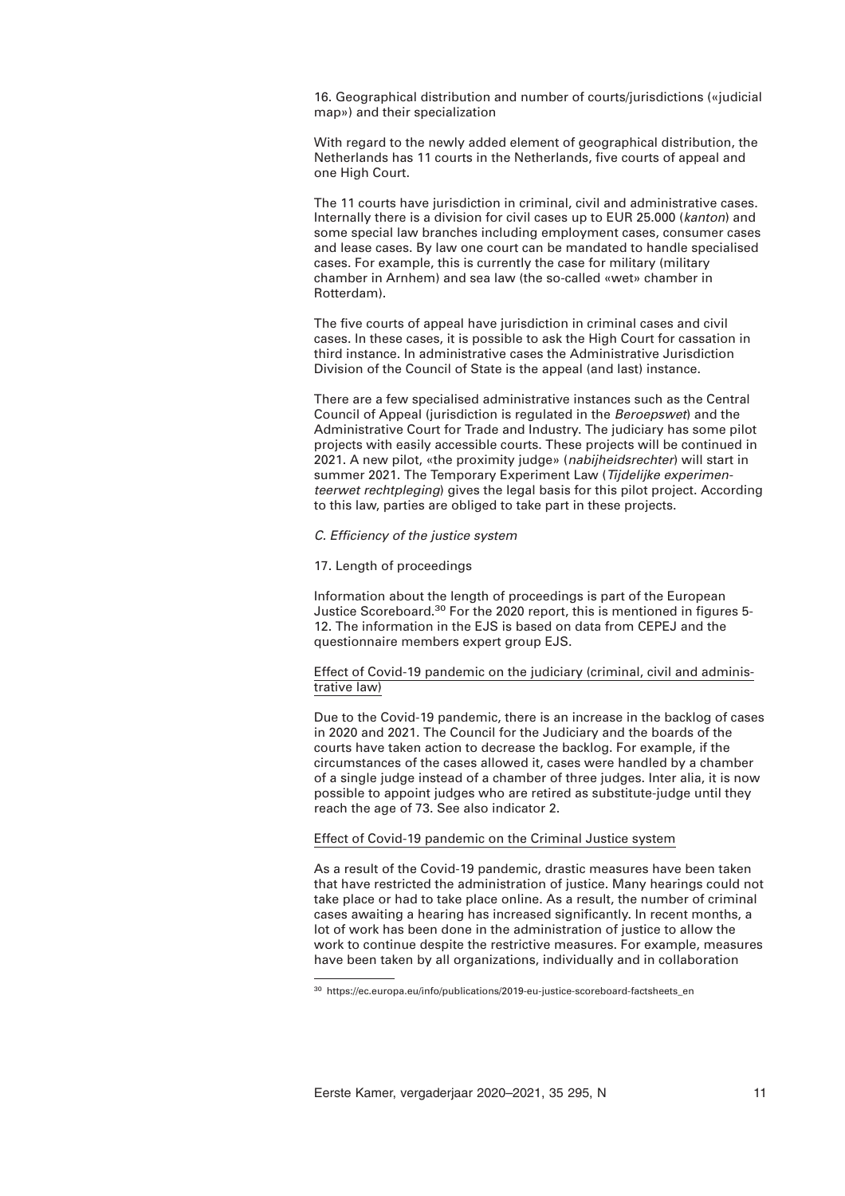16. Geographical distribution and number of courts/jurisdictions («judicial map») and their specialization

With regard to the newly added element of geographical distribution, the Netherlands has 11 courts in the Netherlands, five courts of appeal and one High Court.

The 11 courts have jurisdiction in criminal, civil and administrative cases. Internally there is a division for civil cases up to EUR 25.000 (*kanton*) and some special law branches including employment cases, consumer cases and lease cases. By law one court can be mandated to handle specialised cases. For example, this is currently the case for military (military chamber in Arnhem) and sea law (the so-called «wet» chamber in Rotterdam).

The five courts of appeal have jurisdiction in criminal cases and civil cases. In these cases, it is possible to ask the High Court for cassation in third instance. In administrative cases the Administrative Jurisdiction Division of the Council of State is the appeal (and last) instance.

There are a few specialised administrative instances such as the Central Council of Appeal (jurisdiction is regulated in the *Beroepswet*) and the Administrative Court for Trade and Industry. The judiciary has some pilot projects with easily accessible courts. These projects will be continued in 2021. A new pilot, «the proximity judge» (*nabijheidsrechter*) will start in summer 2021. The Temporary Experiment Law (*Tijdelijke experimenteerwet rechtpleging*) gives the legal basis for this pilot project. According to this law, parties are obliged to take part in these projects.

*C. Efficiency of the justice system*

17. Length of proceedings

Information about the length of proceedings is part of the European Justice Scoreboard.[30] For the 2020 report, this is mentioned in figures 5-12. The information in the EJS is based on data from CEPEJ and the questionnaire members expert group EJS.

Effect of Covid-19 pandemic on the judiciary (criminal, civil and administrative law)

Due to the Covid-19 pandemic, there is an increase in the backlog of cases in 2020 and 2021. The Council for the Judiciary and the boards of the courts have taken action to decrease the backlog. For example, if the circumstances of the cases allowed it, cases were handled by a chamber of a single judge instead of a chamber of three judges. Inter alia, it is now possible to appoint judges who are retired as substitute-judge until they reach the age of 73. See also indicator 2.

Effect of Covid-19 pandemic on the Criminal Justice system

As a result of the Covid-19 pandemic, drastic measures have been taken that have restricted the administration of justice. Many hearings could not take place or had to take place online. As a result, the number of criminal cases awaiting a hearing has increased significantly. In recent months, a lot of work has been done in the administration of justice to allow the work to continue despite the restrictive measures. For example, measures have been taken by all organizations, individually and in collaboration

[30] https://ec.europa.eu/info/publications/2019-eu-justice-scoreboard-factsheets_en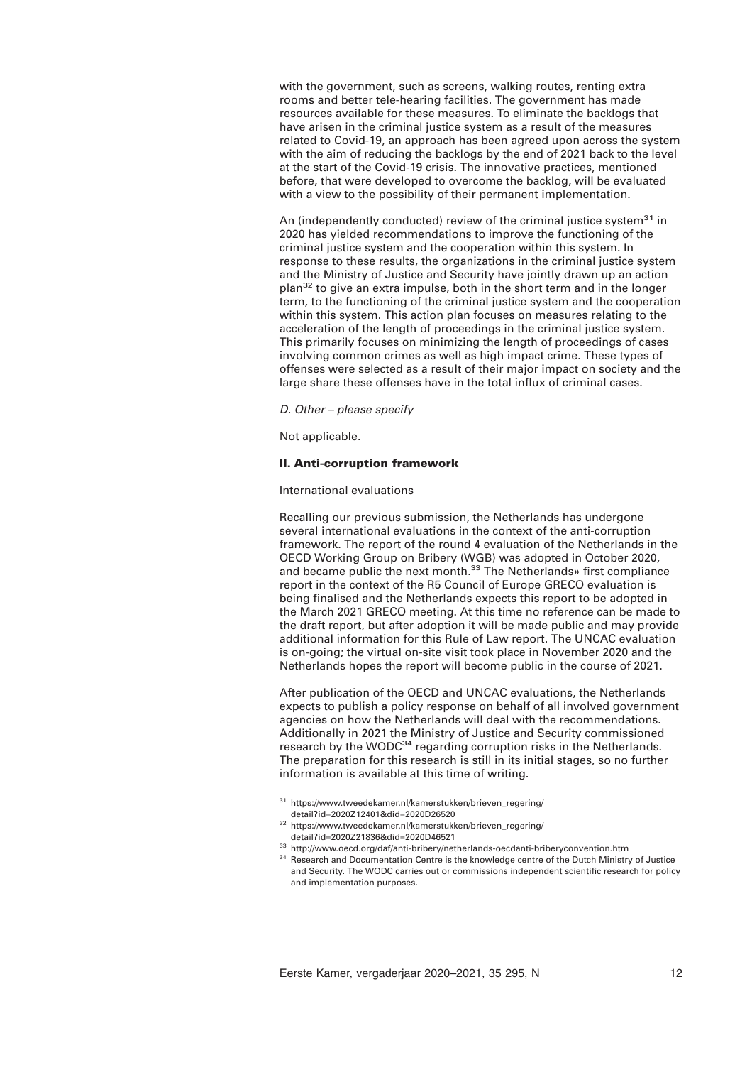with the government, such as screens, walking routes, renting extra rooms and better tele-hearing facilities. The government has made resources available for these measures. To eliminate the backlogs that have arisen in the criminal justice system as a result of the measures related to Covid-19, an approach has been agreed upon across the system with the aim of reducing the backlogs by the end of 2021 back to the level at the start of the Covid-19 crisis. The innovative practices, mentioned before, that were developed to overcome the backlog, will be evaluated with a view to the possibility of their permanent implementation.

An (independently conducted) review of the criminal justice system[31] in 2020 has yielded recommendations to improve the functioning of the criminal justice system and the cooperation within this system. In response to these results, the organizations in the criminal justice system and the Ministry of Justice and Security have jointly drawn up an action plan[32] to give an extra impulse, both in the short term and in the longer term, to the functioning of the criminal justice system and the cooperation within this system. This action plan focuses on measures relating to the acceleration of the length of proceedings in the criminal justice system. This primarily focuses on minimizing the length of proceedings of cases involving common crimes as well as high impact crime. These types of offenses were selected as a result of their major impact on society and the large share these offenses have in the total influx of criminal cases.

*D. Other – please specify*

Not applicable.

## II. Anti-corruption framework

International evaluations

Recalling our previous submission, the Netherlands has undergone several international evaluations in the context of the anti-corruption framework. The report of the round 4 evaluation of the Netherlands in the OECD Working Group on Bribery (WGB) was adopted in October 2020, and became public the next month.[33] The Netherlands» first compliance report in the context of the R5 Council of Europe GRECO evaluation is being finalised and the Netherlands expects this report to be adopted in the March 2021 GRECO meeting. At this time no reference can be made to the draft report, but after adoption it will be made public and may provide additional information for this Rule of Law report. The UNCAC evaluation is on-going; the virtual on-site visit took place in November 2020 and the Netherlands hopes the report will become public in the course of 2021.

After publication of the OECD and UNCAC evaluations, the Netherlands expects to publish a policy response on behalf of all involved government agencies on how the Netherlands will deal with the recommendations. Additionally in 2021 the Ministry of Justice and Security commissioned research by the WODC[34] regarding corruption risks in the Netherlands. The preparation for this research is still in its initial stages, so no further information is available at this time of writing.

---

[31] https://www.tweedekamer.nl/kamerstukken/brieven_regering/detail?id=2020Z12401&did=2020D26520

[32] https://www.tweedekamer.nl/kamerstukken/brieven_regering/detail?id=2020Z21836&did=2020D46521

[33] http://www.oecd.org/daf/anti-bribery/netherlands-oecdanti-briberyconvention.htm

[34] Research and Documentation Centre is the knowledge centre of the Dutch Ministry of Justice and Security. The WODC carries out or commissions independent scientific research for policy and implementation purposes.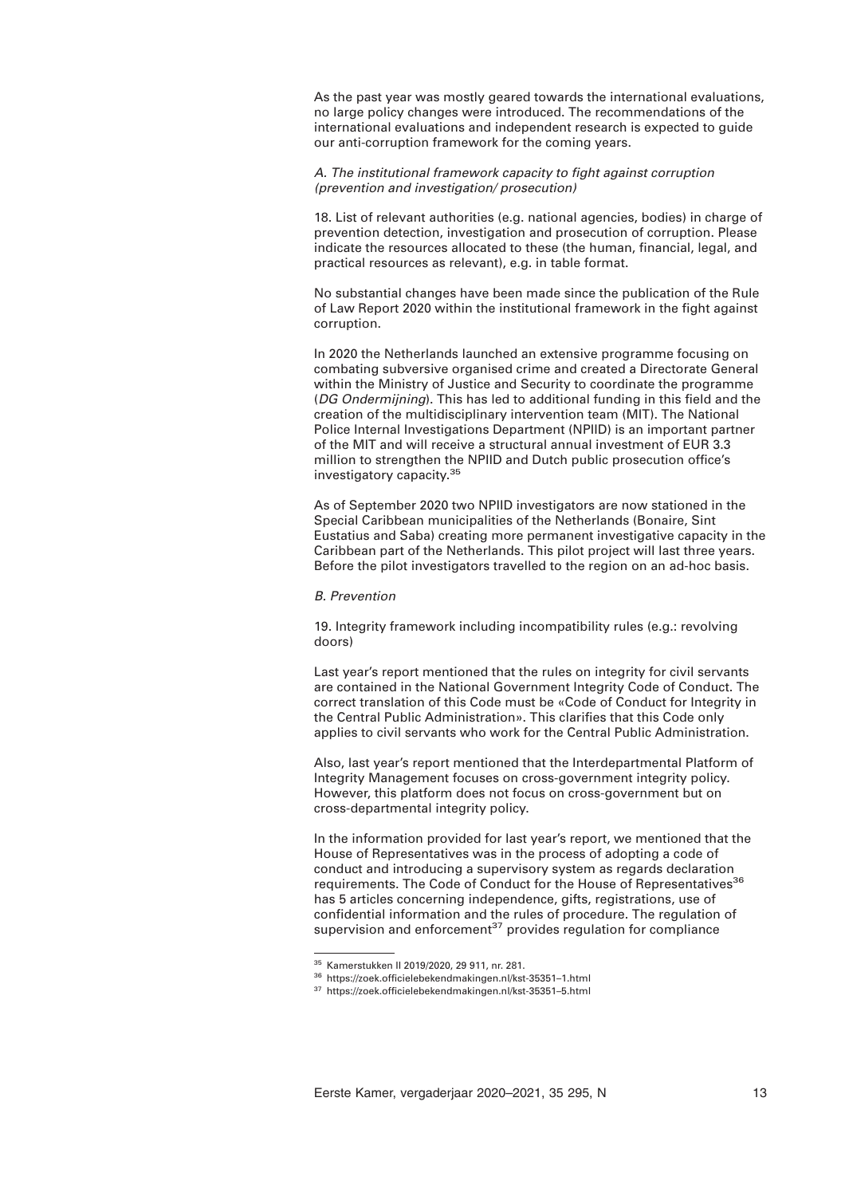As the past year was mostly geared towards the international evaluations, no large policy changes were introduced. The recommendations of the international evaluations and independent research is expected to guide our anti-corruption framework for the coming years.

*A. The institutional framework capacity to fight against corruption (prevention and investigation/ prosecution)*

18. List of relevant authorities (e.g. national agencies, bodies) in charge of prevention detection, investigation and prosecution of corruption. Please indicate the resources allocated to these (the human, financial, legal, and practical resources as relevant), e.g. in table format.

No substantial changes have been made since the publication of the Rule of Law Report 2020 within the institutional framework in the fight against corruption.

In 2020 the Netherlands launched an extensive programme focusing on combating subversive organised crime and created a Directorate General within the Ministry of Justice and Security to coordinate the programme (*DG Ondermijning*). This has led to additional funding in this field and the creation of the multidisciplinary intervention team (MIT). The National Police Internal Investigations Department (NPIID) is an important partner of the MIT and will receive a structural annual investment of EUR 3.3 million to strengthen the NPIID and Dutch public prosecution office's investigatory capacity.[35]

As of September 2020 two NPIID investigators are now stationed in the Special Caribbean municipalities of the Netherlands (Bonaire, Sint Eustatius and Saba) creating more permanent investigative capacity in the Caribbean part of the Netherlands. This pilot project will last three years. Before the pilot investigators travelled to the region on an ad-hoc basis.

*B. Prevention*

19. Integrity framework including incompatibility rules (e.g.: revolving doors)

Last year's report mentioned that the rules on integrity for civil servants are contained in the National Government Integrity Code of Conduct. The correct translation of this Code must be «Code of Conduct for Integrity in the Central Public Administration». This clarifies that this Code only applies to civil servants who work for the Central Public Administration.

Also, last year's report mentioned that the Interdepartmental Platform of Integrity Management focuses on cross-government integrity policy. However, this platform does not focus on cross-government but on cross-departmental integrity policy.

In the information provided for last year's report, we mentioned that the House of Representatives was in the process of adopting a code of conduct and introducing a supervisory system as regards declaration requirements. The Code of Conduct for the House of Representatives[36] has 5 articles concerning independence, gifts, registrations, use of confidential information and the rules of procedure. The regulation of supervision and enforcement[37] provides regulation for compliance

---

[35] Kamerstukken II 2019/2020, 29 911, nr. 281.

[36] https://zoek.officielebekendmakingen.nl/kst-35351–1.html

[37] https://zoek.officielebekendmakingen.nl/kst-35351–5.html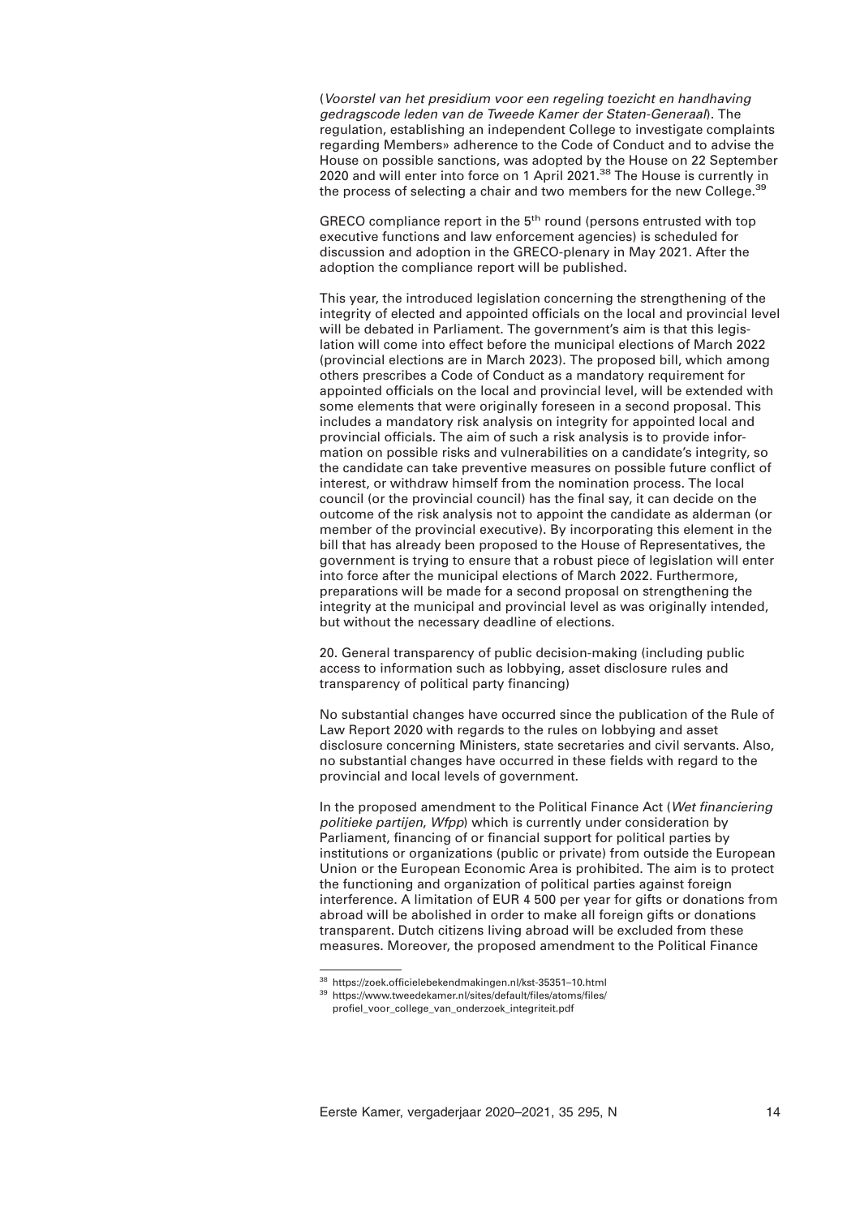(*Voorstel van het presidium voor een regeling toezicht en handhaving gedragscode leden van de Tweede Kamer der Staten-Generaal*). The regulation, establishing an independent College to investigate complaints regarding Members» adherence to the Code of Conduct and to advise the House on possible sanctions, was adopted by the House on 22 September 2020 and will enter into force on 1 April 2021.[38] The House is currently in the process of selecting a chair and two members for the new College.[39]

GRECO compliance report in the 5th round (persons entrusted with top executive functions and law enforcement agencies) is scheduled for discussion and adoption in the GRECO-plenary in May 2021. After the adoption the compliance report will be published.

This year, the introduced legislation concerning the strengthening of the integrity of elected and appointed officials on the local and provincial level will be debated in Parliament. The government's aim is that this legislation will come into effect before the municipal elections of March 2022 (provincial elections are in March 2023). The proposed bill, which among others prescribes a Code of Conduct as a mandatory requirement for appointed officials on the local and provincial level, will be extended with some elements that were originally foreseen in a second proposal. This includes a mandatory risk analysis on integrity for appointed local and provincial officials. The aim of such a risk analysis is to provide information on possible risks and vulnerabilities on a candidate's integrity, so the candidate can take preventive measures on possible future conflict of interest, or withdraw himself from the nomination process. The local council (or the provincial council) has the final say, it can decide on the outcome of the risk analysis not to appoint the candidate as alderman (or member of the provincial executive). By incorporating this element in the bill that has already been proposed to the House of Representatives, the government is trying to ensure that a robust piece of legislation will enter into force after the municipal elections of March 2022. Furthermore, preparations will be made for a second proposal on strengthening the integrity at the municipal and provincial level as was originally intended, but without the necessary deadline of elections.

20. General transparency of public decision-making (including public access to information such as lobbying, asset disclosure rules and transparency of political party financing)

No substantial changes have occurred since the publication of the Rule of Law Report 2020 with regards to the rules on lobbying and asset disclosure concerning Ministers, state secretaries and civil servants. Also, no substantial changes have occurred in these fields with regard to the provincial and local levels of government.

In the proposed amendment to the Political Finance Act (*Wet financiering politieke partijen, Wfpp*) which is currently under consideration by Parliament, financing of or financial support for political parties by institutions or organizations (public or private) from outside the European Union or the European Economic Area is prohibited. The aim is to protect the functioning and organization of political parties against foreign interference. A limitation of EUR 4 500 per year for gifts or donations from abroad will be abolished in order to make all foreign gifts or donations transparent. Dutch citizens living abroad will be excluded from these measures. Moreover, the proposed amendment to the Political Finance

[38] https://zoek.officielebekendmakingen.nl/kst-35351–10.html

[39] https://www.tweedekamer.nl/sites/default/files/atoms/files/profiel_voor_college_van_onderzoek_integriteit.pdf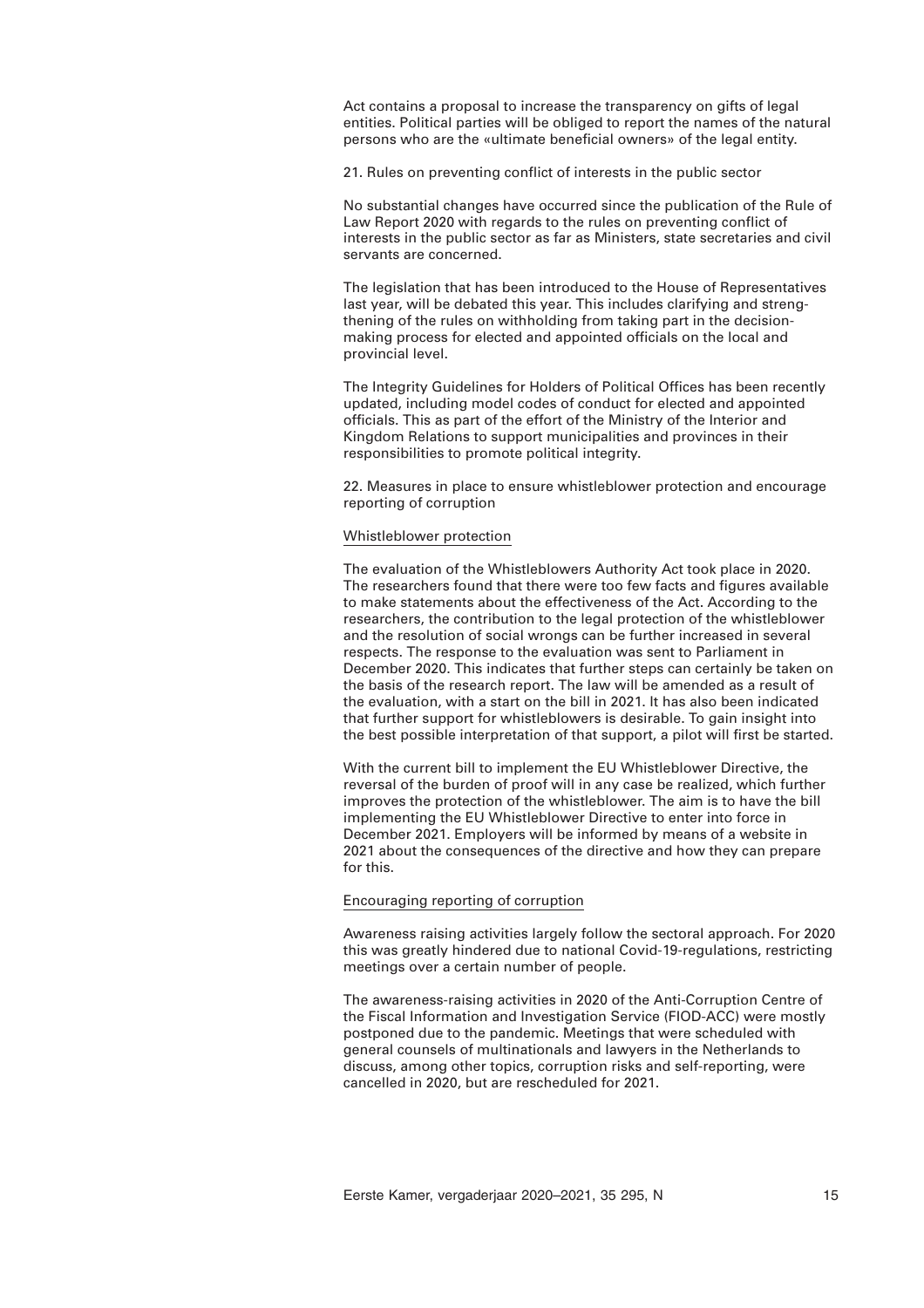Act contains a proposal to increase the transparency on gifts of legal entities. Political parties will be obliged to report the names of the natural persons who are the «ultimate beneficial owners» of the legal entity.

21. Rules on preventing conflict of interests in the public sector

No substantial changes have occurred since the publication of the Rule of Law Report 2020 with regards to the rules on preventing conflict of interests in the public sector as far as Ministers, state secretaries and civil servants are concerned.

The legislation that has been introduced to the House of Representatives last year, will be debated this year. This includes clarifying and strengthening of the rules on withholding from taking part in the decision-making process for elected and appointed officials on the local and provincial level.

The Integrity Guidelines for Holders of Political Offices has been recently updated, including model codes of conduct for elected and appointed officials. This as part of the effort of the Ministry of the Interior and Kingdom Relations to support municipalities and provinces in their responsibilities to promote political integrity.

22. Measures in place to ensure whistleblower protection and encourage reporting of corruption

Whistleblower protection

The evaluation of the Whistleblowers Authority Act took place in 2020. The researchers found that there were too few facts and figures available to make statements about the effectiveness of the Act. According to the researchers, the contribution to the legal protection of the whistleblower and the resolution of social wrongs can be further increased in several respects. The response to the evaluation was sent to Parliament in December 2020. This indicates that further steps can certainly be taken on the basis of the research report. The law will be amended as a result of the evaluation, with a start on the bill in 2021. It has also been indicated that further support for whistleblowers is desirable. To gain insight into the best possible interpretation of that support, a pilot will first be started.

With the current bill to implement the EU Whistleblower Directive, the reversal of the burden of proof will in any case be realized, which further improves the protection of the whistleblower. The aim is to have the bill implementing the EU Whistleblower Directive to enter into force in December 2021. Employers will be informed by means of a website in 2021 about the consequences of the directive and how they can prepare for this.

Encouraging reporting of corruption

Awareness raising activities largely follow the sectoral approach. For 2020 this was greatly hindered due to national Covid-19-regulations, restricting meetings over a certain number of people.

The awareness-raising activities in 2020 of the Anti-Corruption Centre of the Fiscal Information and Investigation Service (FIOD-ACC) were mostly postponed due to the pandemic. Meetings that were scheduled with general counsels of multinationals and lawyers in the Netherlands to discuss, among other topics, corruption risks and self-reporting, were cancelled in 2020, but are rescheduled for 2021.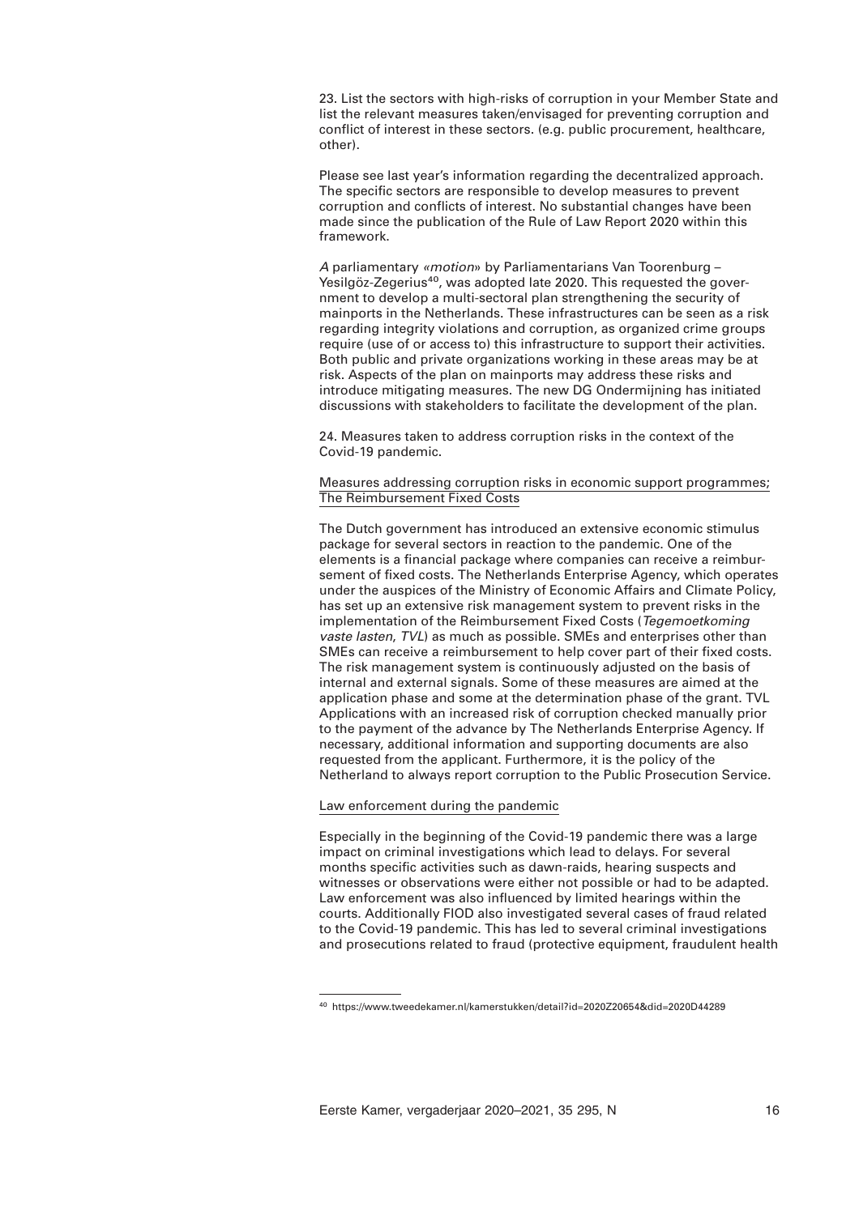23. List the sectors with high-risks of corruption in your Member State and list the relevant measures taken/envisaged for preventing corruption and conflict of interest in these sectors. (e.g. public procurement, healthcare, other).

Please see last year's information regarding the decentralized approach. The specific sectors are responsible to develop measures to prevent corruption and conflicts of interest. No substantial changes have been made since the publication of the Rule of Law Report 2020 within this framework.

*A* parliamentary *«motion»* by Parliamentarians Van Toorenburg – Yesilgöz-Zegerius[40], was adopted late 2020. This requested the government to develop a multi-sectoral plan strengthening the security of mainports in the Netherlands. These infrastructures can be seen as a risk regarding integrity violations and corruption, as organized crime groups require (use of or access to) this infrastructure to support their activities. Both public and private organizations working in these areas may be at risk. Aspects of the plan on mainports may address these risks and introduce mitigating measures. The new DG Ondermijning has initiated discussions with stakeholders to facilitate the development of the plan.

24. Measures taken to address corruption risks in the context of the Covid-19 pandemic.

Measures addressing corruption risks in economic support programmes; The Reimbursement Fixed Costs

The Dutch government has introduced an extensive economic stimulus package for several sectors in reaction to the pandemic. One of the elements is a financial package where companies can receive a reimbursement of fixed costs. The Netherlands Enterprise Agency, which operates under the auspices of the Ministry of Economic Affairs and Climate Policy, has set up an extensive risk management system to prevent risks in the implementation of the Reimbursement Fixed Costs (*Tegemoetkoming vaste lasten, TVL*) as much as possible. SMEs and enterprises other than SMEs can receive a reimbursement to help cover part of their fixed costs. The risk management system is continuously adjusted on the basis of internal and external signals. Some of these measures are aimed at the application phase and some at the determination phase of the grant. TVL Applications with an increased risk of corruption checked manually prior to the payment of the advance by The Netherlands Enterprise Agency. If necessary, additional information and supporting documents are also requested from the applicant. Furthermore, it is the policy of the Netherland to always report corruption to the Public Prosecution Service.

Law enforcement during the pandemic

Especially in the beginning of the Covid-19 pandemic there was a large impact on criminal investigations which lead to delays. For several months specific activities such as dawn-raids, hearing suspects and witnesses or observations were either not possible or had to be adapted. Law enforcement was also influenced by limited hearings within the courts. Additionally FIOD also investigated several cases of fraud related to the Covid-19 pandemic. This has led to several criminal investigations and prosecutions related to fraud (protective equipment, fraudulent health

[40] https://www.tweedekamer.nl/kamerstukken/detail?id=2020Z20654&did=2020D44289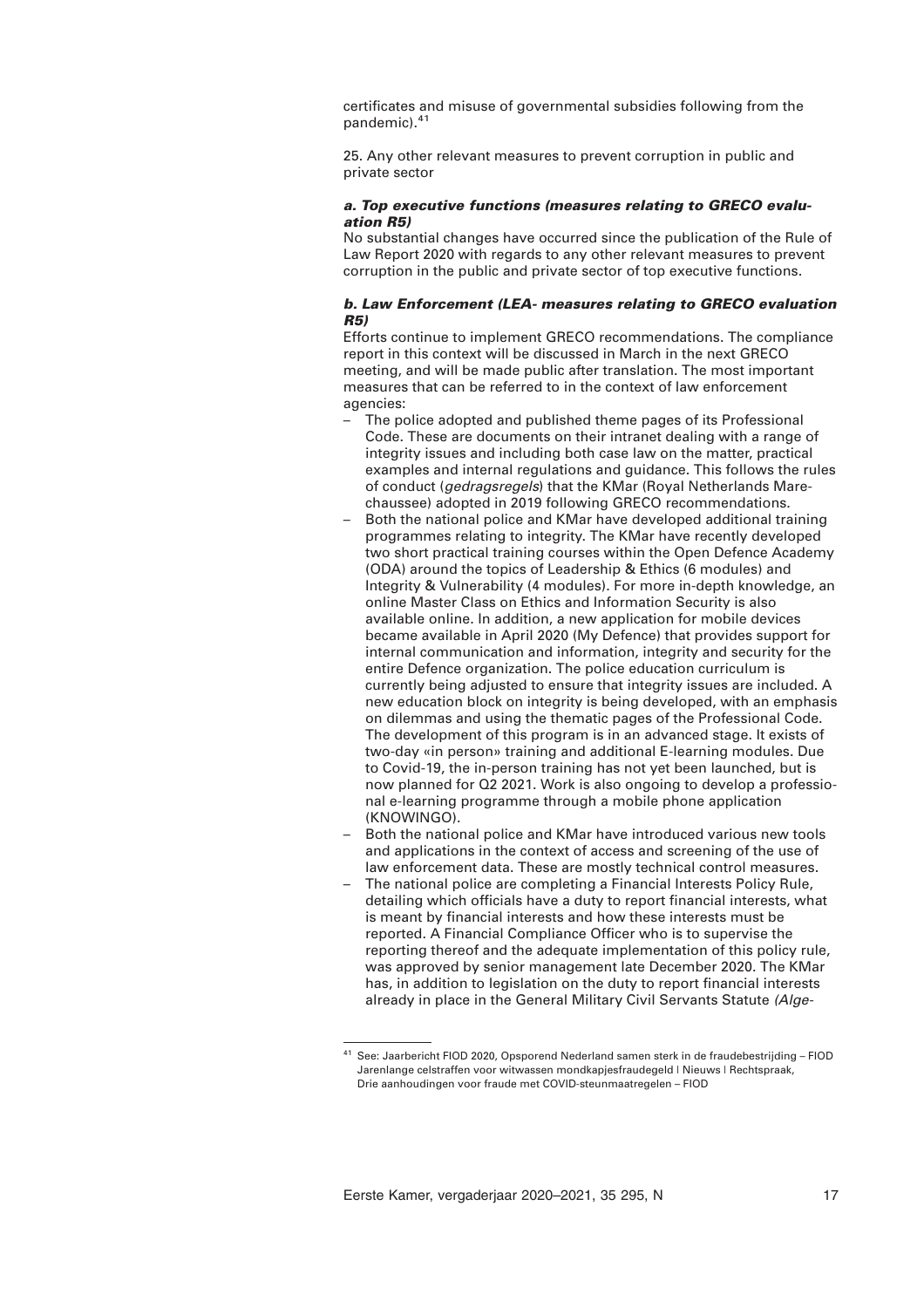certificates and misuse of governmental subsidies following from the pandemic).[41]

25. Any other relevant measures to prevent corruption in public and private sector

***a. Top executive functions (measures relating to GRECO evaluation R5)***

No substantial changes have occurred since the publication of the Rule of Law Report 2020 with regards to any other relevant measures to prevent corruption in the public and private sector of top executive functions.

***b. Law Enforcement (LEA- measures relating to GRECO evaluation R5)***

Efforts continue to implement GRECO recommendations. The compliance report in this context will be discussed in March in the next GRECO meeting, and will be made public after translation. The most important measures that can be referred to in the context of law enforcement agencies:

- The police adopted and published theme pages of its Professional Code. These are documents on their intranet dealing with a range of integrity issues and including both case law on the matter, practical examples and internal regulations and guidance. This follows the rules of conduct (*gedragsregels*) that the KMar (Royal Netherlands Marechaussee) adopted in 2019 following GRECO recommendations.
- Both the national police and KMar have developed additional training programmes relating to integrity. The KMar have recently developed two short practical training courses within the Open Defence Academy (ODA) around the topics of Leadership & Ethics (6 modules) and Integrity & Vulnerability (4 modules). For more in-depth knowledge, an online Master Class on Ethics and Information Security is also available online. In addition, a new application for mobile devices became available in April 2020 (My Defence) that provides support for internal communication and information, integrity and security for the entire Defence organization. The police education curriculum is currently being adjusted to ensure that integrity issues are included. A new education block on integrity is being developed, with an emphasis on dilemmas and using the thematic pages of the Professional Code. The development of this program is in an advanced stage. It exists of two-day «in person» training and additional E-learning modules. Due to Covid-19, the in-person training has not yet been launched, but is now planned for Q2 2021. Work is also ongoing to develop a professional e-learning programme through a mobile phone application (KNOWINGO).
- Both the national police and KMar have introduced various new tools and applications in the context of access and screening of the use of law enforcement data. These are mostly technical control measures.
- The national police are completing a Financial Interests Policy Rule, detailing which officials have a duty to report financial interests, what is meant by financial interests and how these interests must be reported. A Financial Compliance Officer who is to supervise the reporting thereof and the adequate implementation of this policy rule, was approved by senior management late December 2020. The KMar has, in addition to legislation on the duty to report financial interests already in place in the General Military Civil Servants Statute *(Alge-*

[41] See: Jaarbericht FIOD 2020, Opsporend Nederland samen sterk in de fraudebestrijding – FIOD Jarenlange celstraffen voor witwassen mondkapjesfraudegeld | Nieuws | Rechtspraak, Drie aanhoudingen voor fraude met COVID-steunmaatregelen – FIOD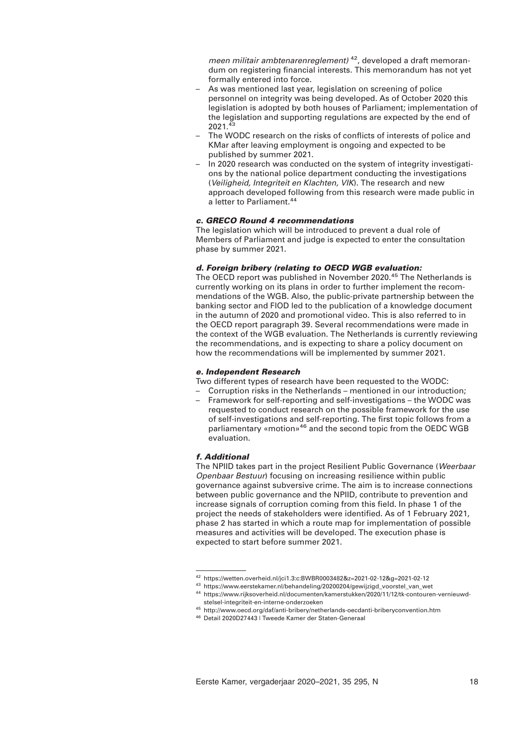*meen militair ambtenarenreglement)* [42], developed a draft memorandum on registering financial interests. This memorandum has not yet formally entered into force.

- As was mentioned last year, legislation on screening of police personnel on integrity was being developed. As of October 2020 this legislation is adopted by both houses of Parliament; implementation of the legislation and supporting regulations are expected by the end of 2021.[43]
- The WODC research on the risks of conflicts of interests of police and KMar after leaving employment is ongoing and expected to be published by summer 2021.
- In 2020 research was conducted on the system of integrity investigations by the national police department conducting the investigations (*Veiligheid, Integriteit en Klachten, VIK*). The research and new approach developed following from this research were made public in a letter to Parliament.[44]

***c. GRECO Round 4 recommendations***

The legislation which will be introduced to prevent a dual role of Members of Parliament and judge is expected to enter the consultation phase by summer 2021.

***d. Foreign bribery (relating to OECD WGB evaluation:***

The OECD report was published in November 2020.[45] The Netherlands is currently working on its plans in order to further implement the recommendations of the WGB. Also, the public-private partnership between the banking sector and FIOD led to the publication of a knowledge document in the autumn of 2020 and promotional video. This is also referred to in the OECD report paragraph 39. Several recommendations were made in the context of the WGB evaluation. The Netherlands is currently reviewing the recommendations, and is expecting to share a policy document on how the recommendations will be implemented by summer 2021.

***e. Independent Research***

Two different types of research have been requested to the WODC:

- Corruption risks in the Netherlands – mentioned in our introduction;
- Framework for self-reporting and self-investigations – the WODC was requested to conduct research on the possible framework for the use of self-investigations and self-reporting. The first topic follows from a parliamentary «motion»[46] and the second topic from the OEDC WGB evaluation.

***f. Additional***

The NPIID takes part in the project Resilient Public Governance (*Weerbaar Openbaar Bestuur*) focusing on increasing resilience within public governance against subversive crime. The aim is to increase connections between public governance and the NPIID, contribute to prevention and increase signals of corruption coming from this field. In phase 1 of the project the needs of stakeholders were identified. As of 1 February 2021, phase 2 has started in which a route map for implementation of possible measures and activities will be developed. The execution phase is expected to start before summer 2021.

---

[42] https://wetten.overheid.nl/jci1.3:c:BWBR0003482&z=2021-02-12&g=2021-02-12

[43] https://www.eerstekamer.nl/behandeling/20200204/gewijzigd_voorstel_van_wet

[44] https://www.rijksoverheid.nl/documenten/kamerstukken/2020/11/12/tk-contouren-vernieuwd-stelsel-integriteit-en-interne-onderzoeken

[45] http://www.oecd.org/daf/anti-bribery/netherlands-oecdanti-briberyconvention.htm

[46] Detail 2020D27443 | Tweede Kamer der Staten-Generaal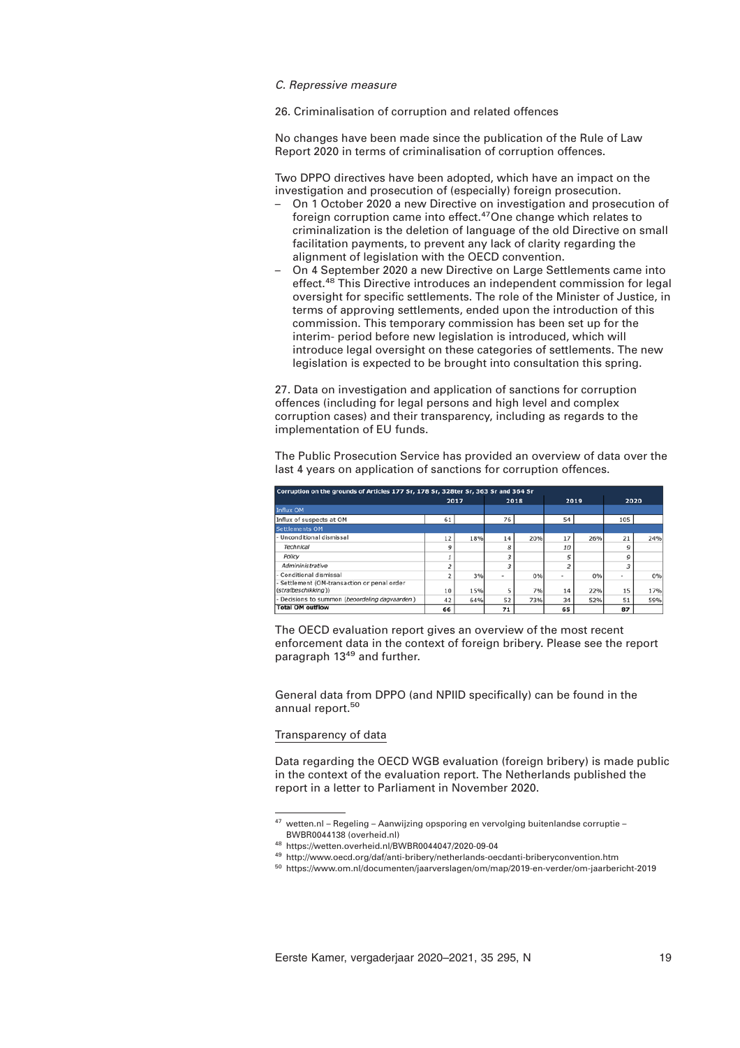*C. Repressive measure*

26. Criminalisation of corruption and related offences

No changes have been made since the publication of the Rule of Law Report 2020 in terms of criminalisation of corruption offences.

Two DPPO directives have been adopted, which have an impact on the investigation and prosecution of (especially) foreign prosecution.

- On 1 October 2020 a new Directive on investigation and prosecution of foreign corruption came into effect.[47] One change which relates to criminalization is the deletion of language of the old Directive on small facilitation payments, to prevent any lack of clarity regarding the alignment of legislation with the OECD convention.
- On 4 September 2020 a new Directive on Large Settlements came into effect.[48] This Directive introduces an independent commission for legal oversight for specific settlements. The role of the Minister of Justice, in terms of approving settlements, ended upon the introduction of this commission. This temporary commission has been set up for the interim- period before new legislation is introduced, which will introduce legal oversight on these categories of settlements. The new legislation is expected to be brought into consultation this spring.

27. Data on investigation and application of sanctions for corruption offences (including for legal persons and high level and complex corruption cases) and their transparency, including as regards to the implementation of EU funds.

The Public Prosecution Service has provided an overview of data over the last 4 years on application of sanctions for corruption offences.

| Corruption on the grounds of Articles 177 Sr, 178 Sr, 328ter Sr, 363 Sr and 364 Sr | 2017 | | 2018 | | 2019 | | 2020 | |
|---|---|---|---|---|---|---|---|---|
| Influx OM | | | | | | | | |
| Influx of suspects at OM | 61 | | 76 | | 54 | | 105 | |
| Settlements OM | | | | | | | | |
| - Unconditional dismissal | 12 | 18% | 14 | 20% | 17 | 26% | 21 | 24% |
| *Technical* | 9 | | 8 | | 10 | | 9 | |
| *Policy* | 1 | | 3 | | 5 | | 9 | |
| *Administrative* | 2 | | 3 | | 2 | | 3 | |
| - Conditional dismissal | 2 | 3% | - | 0% | - | 0% | - | 0% |
| - Settlement (OM-transaction or penal order (*strafbeschikking*)) | 10 | 15% | 5 | 7% | 14 | 22% | 15 | 17% |
| - Decisions to summon (*beoordeling dagvaarden*) | 42 | 64% | 52 | 73% | 34 | 52% | 51 | 59% |
| **Total OM outflow** | **66** | | **71** | | **65** | | **87** | |

The OECD evaluation report gives an overview of the most recent enforcement data in the context of foreign bribery. Please see the report paragraph 13[49] and further.

General data from DPPO (and NPIID specifically) can be found in the annual report.[50]

Transparency of data

Data regarding the OECD WGB evaluation (foreign bribery) is made public in the context of the evaluation report. The Netherlands published the report in a letter to Parliament in November 2020.

---

[47] wetten.nl – Regeling – Aanwijzing opsporing en vervolging buitenlandse corruptie – BWBR0044138 (overheid.nl)

[48] https://wetten.overheid.nl/BWBR0044047/2020-09-04

[49] http://www.oecd.org/daf/anti-bribery/netherlands-oecdanti-briberyconvention.htm

[50] https://www.om.nl/documenten/jaarverslagen/om/map/2019-en-verder/om-jaarbericht-2019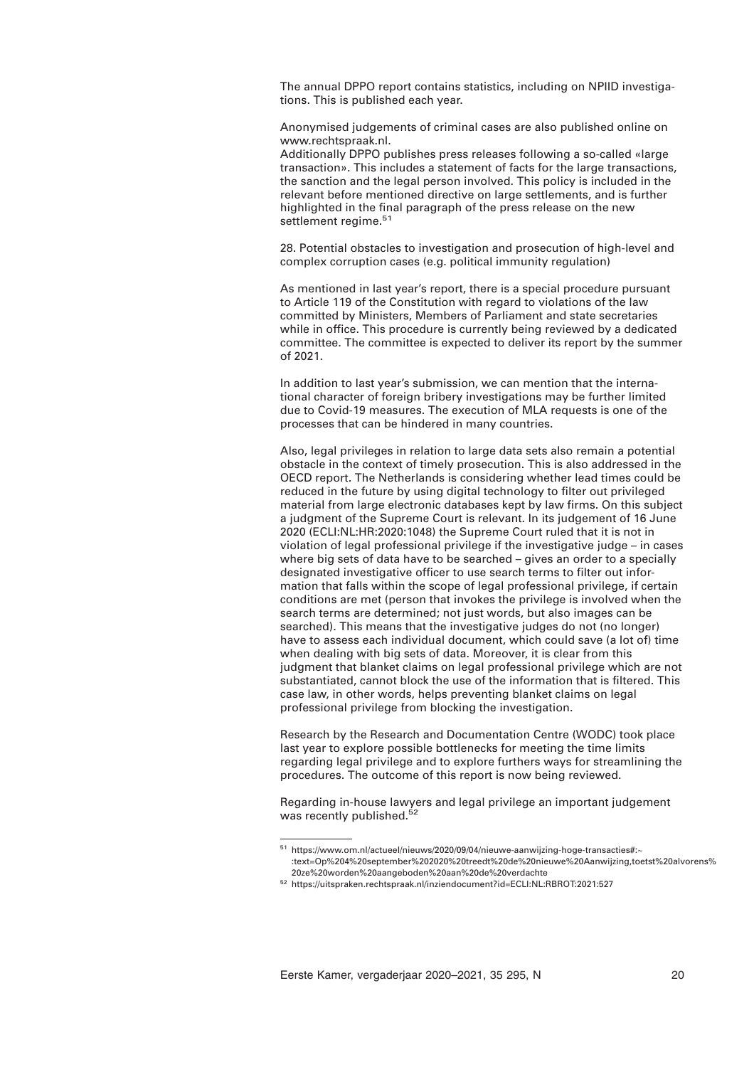The annual DPPO report contains statistics, including on NPIID investigations. This is published each year.

Anonymised judgements of criminal cases are also published online on www.rechtspraak.nl.
Additionally DPPO publishes press releases following a so-called «large transaction». This includes a statement of facts for the large transactions, the sanction and the legal person involved. This policy is included in the relevant before mentioned directive on large settlements, and is further highlighted in the final paragraph of the press release on the new settlement regime.[51]

28. Potential obstacles to investigation and prosecution of high-level and complex corruption cases (e.g. political immunity regulation)

As mentioned in last year's report, there is a special procedure pursuant to Article 119 of the Constitution with regard to violations of the law committed by Ministers, Members of Parliament and state secretaries while in office. This procedure is currently being reviewed by a dedicated committee. The committee is expected to deliver its report by the summer of 2021.

In addition to last year's submission, we can mention that the international character of foreign bribery investigations may be further limited due to Covid-19 measures. The execution of MLA requests is one of the processes that can be hindered in many countries.

Also, legal privileges in relation to large data sets also remain a potential obstacle in the context of timely prosecution. This is also addressed in the OECD report. The Netherlands is considering whether lead times could be reduced in the future by using digital technology to filter out privileged material from large electronic databases kept by law firms. On this subject a judgment of the Supreme Court is relevant. In its judgement of 16 June 2020 (ECLI:NL:HR:2020:1048) the Supreme Court ruled that it is not in violation of legal professional privilege if the investigative judge – in cases where big sets of data have to be searched – gives an order to a specially designated investigative officer to use search terms to filter out information that falls within the scope of legal professional privilege, if certain conditions are met (person that invokes the privilege is involved when the search terms are determined; not just words, but also images can be searched). This means that the investigative judges do not (no longer) have to assess each individual document, which could save (a lot of) time when dealing with big sets of data. Moreover, it is clear from this judgment that blanket claims on legal professional privilege which are not substantiated, cannot block the use of the information that is filtered. This case law, in other words, helps preventing blanket claims on legal professional privilege from blocking the investigation.

Research by the Research and Documentation Centre (WODC) took place last year to explore possible bottlenecks for meeting the time limits regarding legal privilege and to explore furthers ways for streamlining the procedures. The outcome of this report is now being reviewed.

Regarding in-house lawyers and legal privilege an important judgement was recently published.[52]

---

[51] https://www.om.nl/actueel/nieuws/2020/09/04/nieuwe-aanwijzing-hoge-transacties#:~:text=Op%204%20september%202020%20treedt%20de%20nieuwe%20Aanwijzing,toetst%20alvorens%20ze%20worden%20aangeboden%20aan%20de%20verdachte

[52] https://uitspraken.rechtspraak.nl/inziendocument?id=ECLI:NL:RBROT:2021:527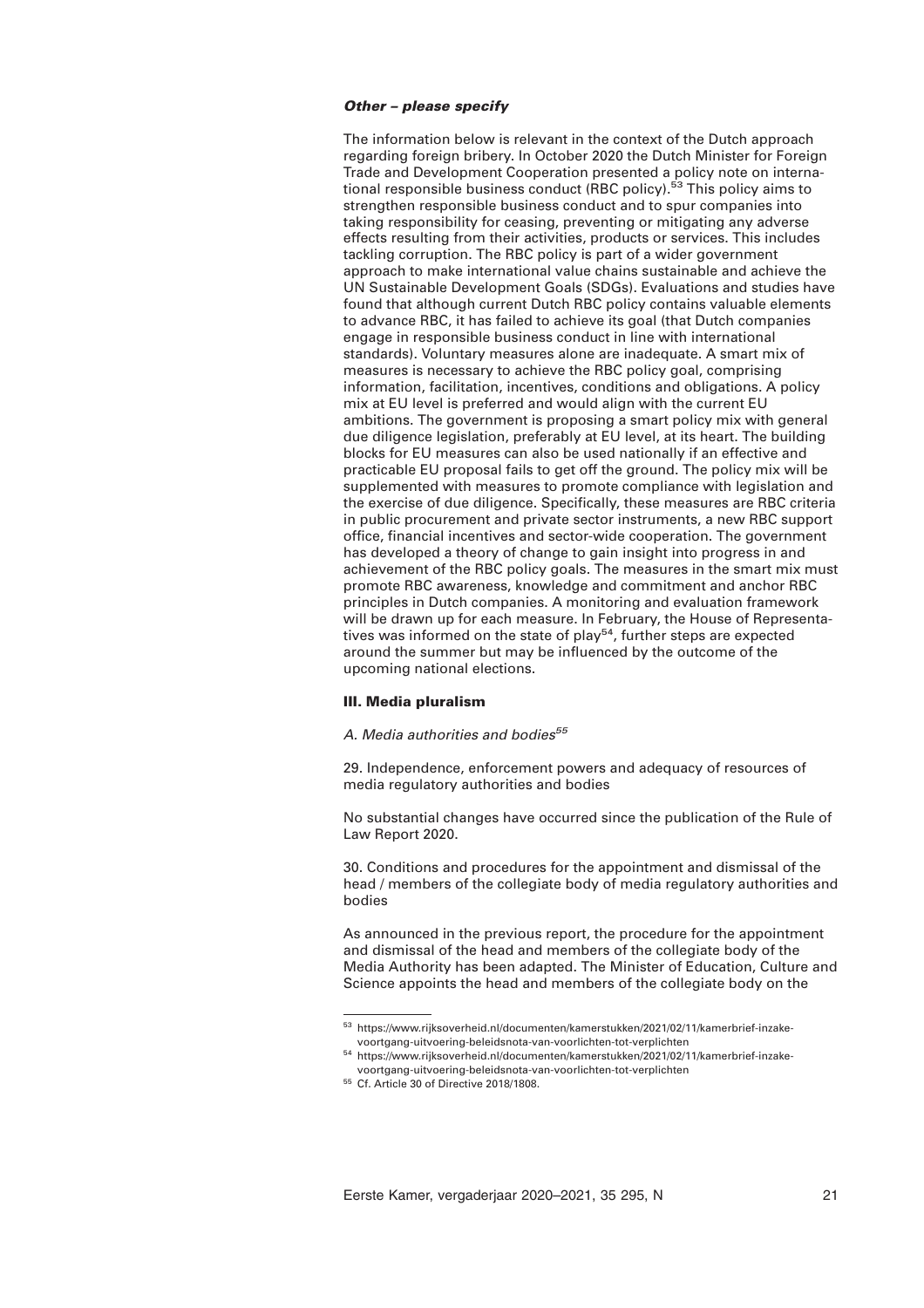***Other – please specify***

The information below is relevant in the context of the Dutch approach regarding foreign bribery. In October 2020 the Dutch Minister for Foreign Trade and Development Cooperation presented a policy note on international responsible business conduct (RBC policy).[53] This policy aims to strengthen responsible business conduct and to spur companies into taking responsibility for ceasing, preventing or mitigating any adverse effects resulting from their activities, products or services. This includes tackling corruption. The RBC policy is part of a wider government approach to make international value chains sustainable and achieve the UN Sustainable Development Goals (SDGs). Evaluations and studies have found that although current Dutch RBC policy contains valuable elements to advance RBC, it has failed to achieve its goal (that Dutch companies engage in responsible business conduct in line with international standards). Voluntary measures alone are inadequate. A smart mix of measures is necessary to achieve the RBC policy goal, comprising information, facilitation, incentives, conditions and obligations. A policy mix at EU level is preferred and would align with the current EU ambitions. The government is proposing a smart policy mix with general due diligence legislation, preferably at EU level, at its heart. The building blocks for EU measures can also be used nationally if an effective and practicable EU proposal fails to get off the ground. The policy mix will be supplemented with measures to promote compliance with legislation and the exercise of due diligence. Specifically, these measures are RBC criteria in public procurement and private sector instruments, a new RBC support office, financial incentives and sector-wide cooperation. The government has developed a theory of change to gain insight into progress in and achievement of the RBC policy goals. The measures in the smart mix must promote RBC awareness, knowledge and commitment and anchor RBC principles in Dutch companies. A monitoring and evaluation framework will be drawn up for each measure. In February, the House of Representatives was informed on the state of play[54], further steps are expected around the summer but may be influenced by the outcome of the upcoming national elections.

## III. Media pluralism

*A. Media authorities and bodies[55]*

29. Independence, enforcement powers and adequacy of resources of media regulatory authorities and bodies

No substantial changes have occurred since the publication of the Rule of Law Report 2020.

30. Conditions and procedures for the appointment and dismissal of the head / members of the collegiate body of media regulatory authorities and bodies

As announced in the previous report, the procedure for the appointment and dismissal of the head and members of the collegiate body of the Media Authority has been adapted. The Minister of Education, Culture and Science appoints the head and members of the collegiate body on the

---

[53] https://www.rijksoverheid.nl/documenten/kamerstukken/2021/02/11/kamerbrief-inzake-voortgang-uitvoering-beleidsnota-van-voorlichten-tot-verplichten

[54] https://www.rijksoverheid.nl/documenten/kamerstukken/2021/02/11/kamerbrief-inzake-voortgang-uitvoering-beleidsnota-van-voorlichten-tot-verplichten

[55] Cf. Article 30 of Directive 2018/1808.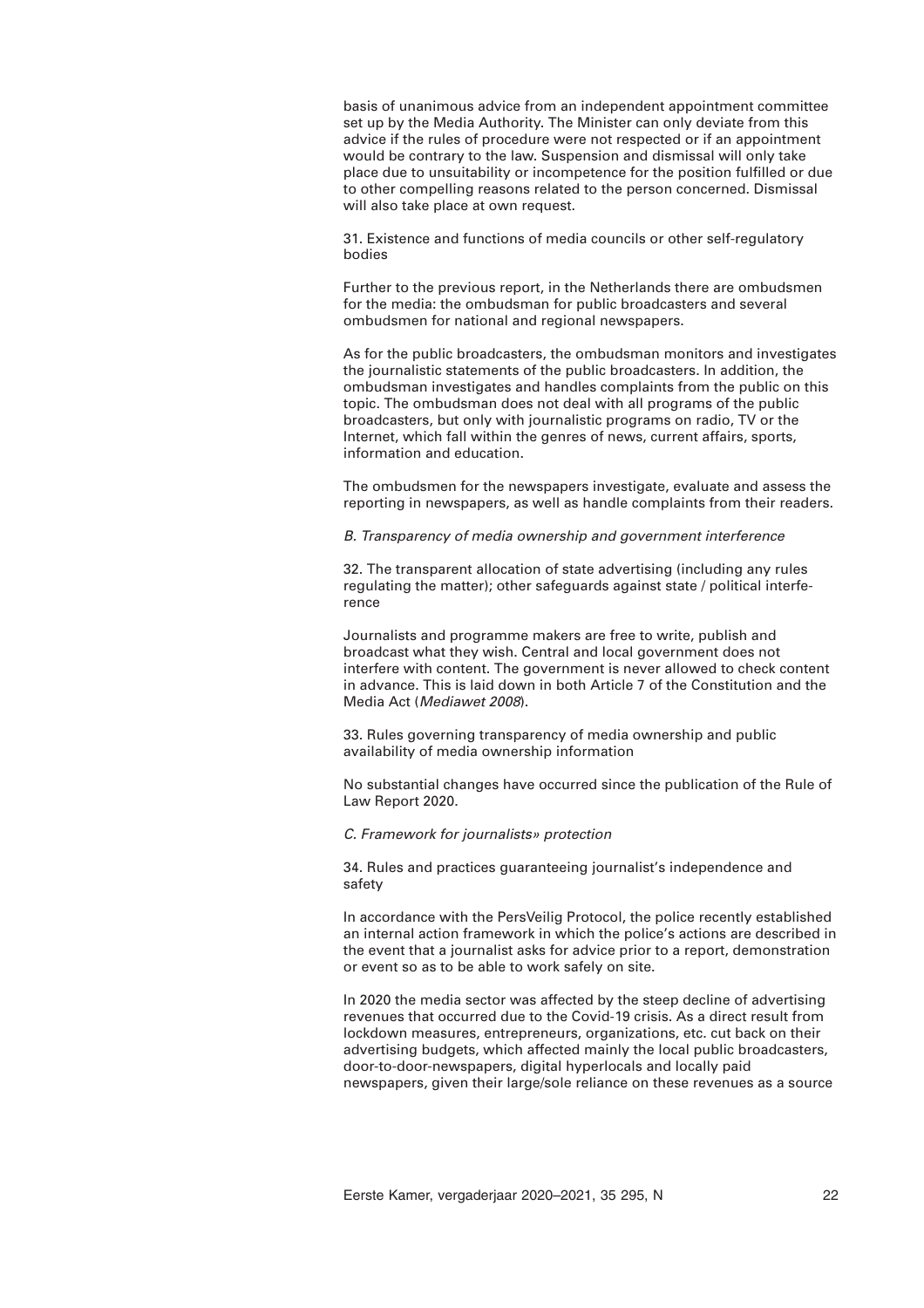basis of unanimous advice from an independent appointment committee set up by the Media Authority. The Minister can only deviate from this advice if the rules of procedure were not respected or if an appointment would be contrary to the law. Suspension and dismissal will only take place due to unsuitability or incompetence for the position fulfilled or due to other compelling reasons related to the person concerned. Dismissal will also take place at own request.

31. Existence and functions of media councils or other self-regulatory bodies

Further to the previous report, in the Netherlands there are ombudsmen for the media: the ombudsman for public broadcasters and several ombudsmen for national and regional newspapers.

As for the public broadcasters, the ombudsman monitors and investigates the journalistic statements of the public broadcasters. In addition, the ombudsman investigates and handles complaints from the public on this topic. The ombudsman does not deal with all programs of the public broadcasters, but only with journalistic programs on radio, TV or the Internet, which fall within the genres of news, current affairs, sports, information and education.

The ombudsmen for the newspapers investigate, evaluate and assess the reporting in newspapers, as well as handle complaints from their readers.

*B. Transparency of media ownership and government interference*

32. The transparent allocation of state advertising (including any rules regulating the matter); other safeguards against state / political interference

Journalists and programme makers are free to write, publish and broadcast what they wish. Central and local government does not interfere with content. The government is never allowed to check content in advance. This is laid down in both Article 7 of the Constitution and the Media Act (*Mediawet 2008*).

33. Rules governing transparency of media ownership and public availability of media ownership information

No substantial changes have occurred since the publication of the Rule of Law Report 2020.

*C. Framework for journalists» protection*

34. Rules and practices guaranteeing journalist's independence and safety

In accordance with the PersVeilig Protocol, the police recently established an internal action framework in which the police's actions are described in the event that a journalist asks for advice prior to a report, demonstration or event so as to be able to work safely on site.

In 2020 the media sector was affected by the steep decline of advertising revenues that occurred due to the Covid-19 crisis. As a direct result from lockdown measures, entrepreneurs, organizations, etc. cut back on their advertising budgets, which affected mainly the local public broadcasters, door-to-door-newspapers, digital hyperlocals and locally paid newspapers, given their large/sole reliance on these revenues as a source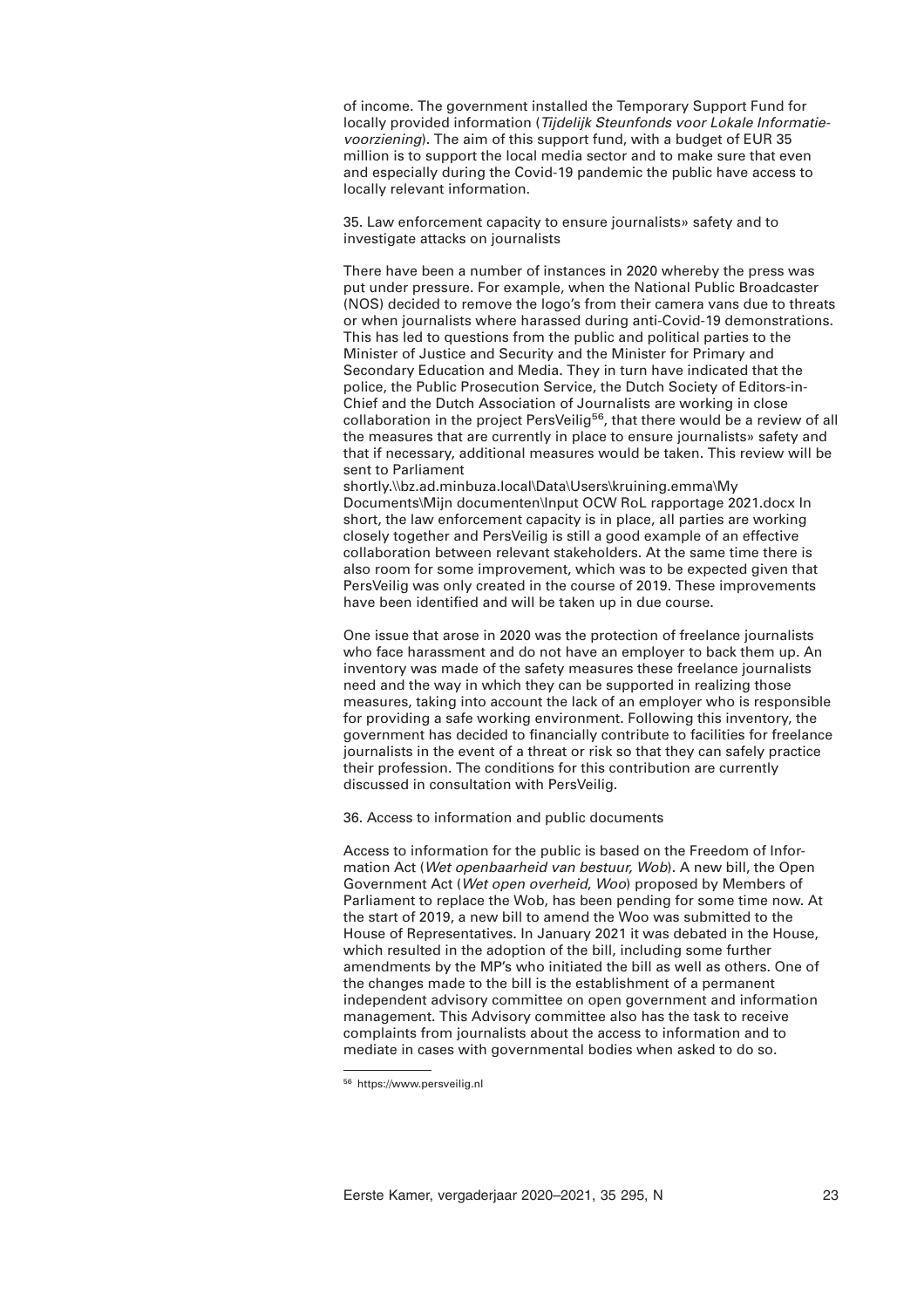of income. The government installed the Temporary Support Fund for locally provided information (*Tijdelijk Steunfonds voor Lokale Informatievoorziening*). The aim of this support fund, with a budget of EUR 35 million is to support the local media sector and to make sure that even and especially during the Covid-19 pandemic the public have access to locally relevant information.

35. Law enforcement capacity to ensure journalists» safety and to investigate attacks on journalists

There have been a number of instances in 2020 whereby the press was put under pressure. For example, when the National Public Broadcaster (NOS) decided to remove the logo's from their camera vans due to threats or when journalists where harassed during anti-Covid-19 demonstrations. This has led to questions from the public and political parties to the Minister of Justice and Security and the Minister for Primary and Secondary Education and Media. They in turn have indicated that the police, the Public Prosecution Service, the Dutch Society of Editors-in-Chief and the Dutch Association of Journalists are working in close collaboration in the project PersVeilig[56], that there would be a review of all the measures that are currently in place to ensure journalists» safety and that if necessary, additional measures would be taken. This review will be sent to Parliament shortly.\\bz.ad.minbuza.local\Data\Users\kruining.emma\My Documents\Mijn documenten\Input OCW RoL rapportage 2021.docx In short, the law enforcement capacity is in place, all parties are working closely together and PersVeilig is still a good example of an effective collaboration between relevant stakeholders. At the same time there is also room for some improvement, which was to be expected given that PersVeilig was only created in the course of 2019. These improvements have been identified and will be taken up in due course.

One issue that arose in 2020 was the protection of freelance journalists who face harassment and do not have an employer to back them up. An inventory was made of the safety measures these freelance journalists need and the way in which they can be supported in realizing those measures, taking into account the lack of an employer who is responsible for providing a safe working environment. Following this inventory, the government has decided to financially contribute to facilities for freelance journalists in the event of a threat or risk so that they can safely practice their profession. The conditions for this contribution are currently discussed in consultation with PersVeilig.

36. Access to information and public documents

Access to information for the public is based on the Freedom of Information Act (*Wet openbaarheid van bestuur, Wob*). A new bill, the Open Government Act (*Wet open overheid*, *Woo*) proposed by Members of Parliament to replace the Wob, has been pending for some time now. At the start of 2019, a new bill to amend the Woo was submitted to the House of Representatives. In January 2021 it was debated in the House, which resulted in the adoption of the bill, including some further amendments by the MP's who initiated the bill as well as others. One of the changes made to the bill is the establishment of a permanent independent advisory committee on open government and information management. This Advisory committee also has the task to receive complaints from journalists about the access to information and to mediate in cases with governmental bodies when asked to do so.

[56] https://www.persveilig.nl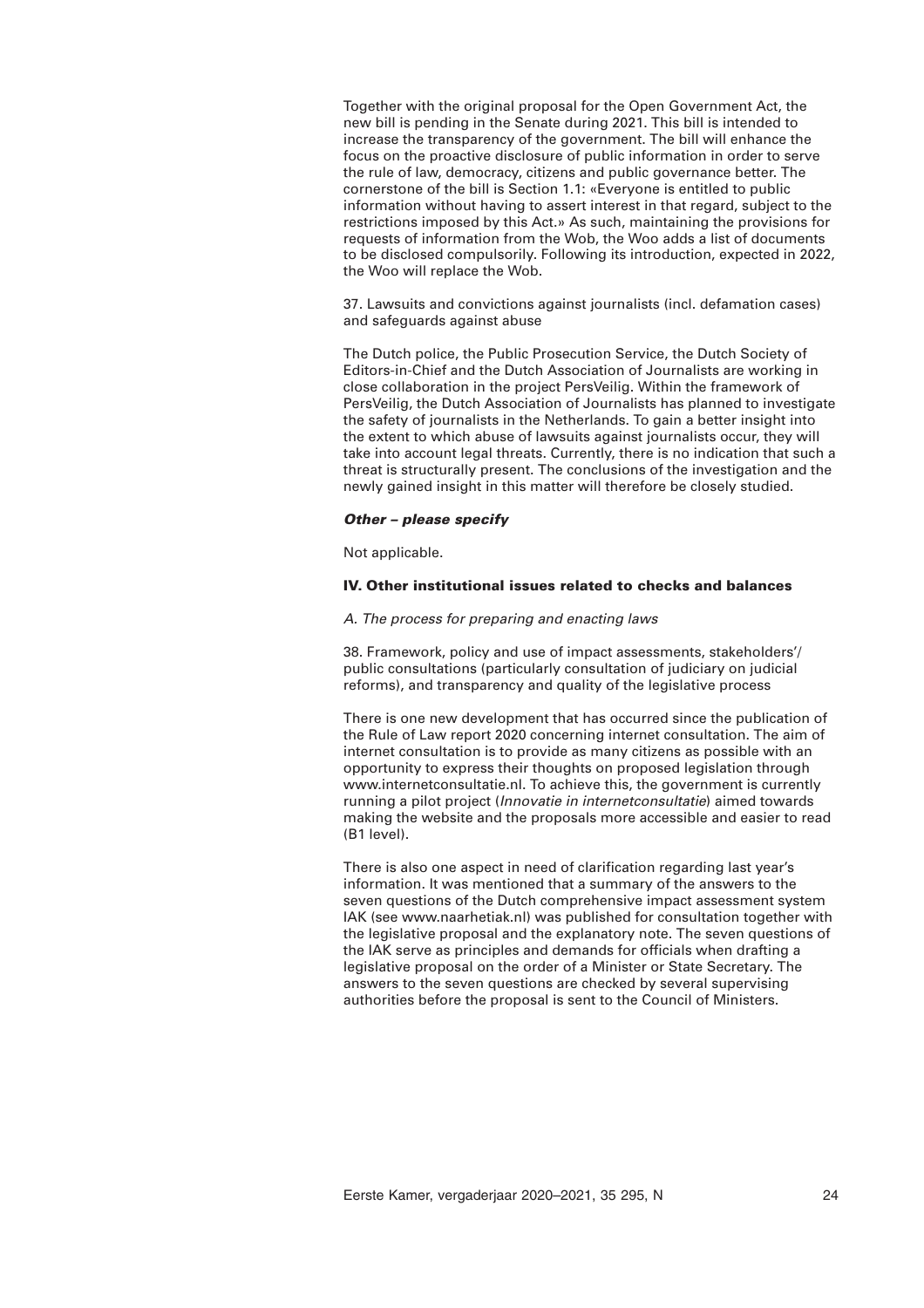Together with the original proposal for the Open Government Act, the new bill is pending in the Senate during 2021. This bill is intended to increase the transparency of the government. The bill will enhance the focus on the proactive disclosure of public information in order to serve the rule of law, democracy, citizens and public governance better. The cornerstone of the bill is Section 1.1: «Everyone is entitled to public information without having to assert interest in that regard, subject to the restrictions imposed by this Act.» As such, maintaining the provisions for requests of information from the Wob, the Woo adds a list of documents to be disclosed compulsorily. Following its introduction, expected in 2022, the Woo will replace the Wob.

37. Lawsuits and convictions against journalists (incl. defamation cases) and safeguards against abuse

The Dutch police, the Public Prosecution Service, the Dutch Society of Editors-in-Chief and the Dutch Association of Journalists are working in close collaboration in the project PersVeilig. Within the framework of PersVeilig, the Dutch Association of Journalists has planned to investigate the safety of journalists in the Netherlands. To gain a better insight into the extent to which abuse of lawsuits against journalists occur, they will take into account legal threats. Currently, there is no indication that such a threat is structurally present. The conclusions of the investigation and the newly gained insight in this matter will therefore be closely studied.

***Other – please specify***

Not applicable.

## IV. Other institutional issues related to checks and balances

*A. The process for preparing and enacting laws*

38. Framework, policy and use of impact assessments, stakeholders'/ public consultations (particularly consultation of judiciary on judicial reforms), and transparency and quality of the legislative process

There is one new development that has occurred since the publication of the Rule of Law report 2020 concerning internet consultation. The aim of internet consultation is to provide as many citizens as possible with an opportunity to express their thoughts on proposed legislation through www.internetconsultatie.nl. To achieve this, the government is currently running a pilot project (*Innovatie in internetconsultatie*) aimed towards making the website and the proposals more accessible and easier to read (B1 level).

There is also one aspect in need of clarification regarding last year's information. It was mentioned that a summary of the answers to the seven questions of the Dutch comprehensive impact assessment system IAK (see www.naarhetiak.nl) was published for consultation together with the legislative proposal and the explanatory note. The seven questions of the IAK serve as principles and demands for officials when drafting a legislative proposal on the order of a Minister or State Secretary. The answers to the seven questions are checked by several supervising authorities before the proposal is sent to the Council of Ministers.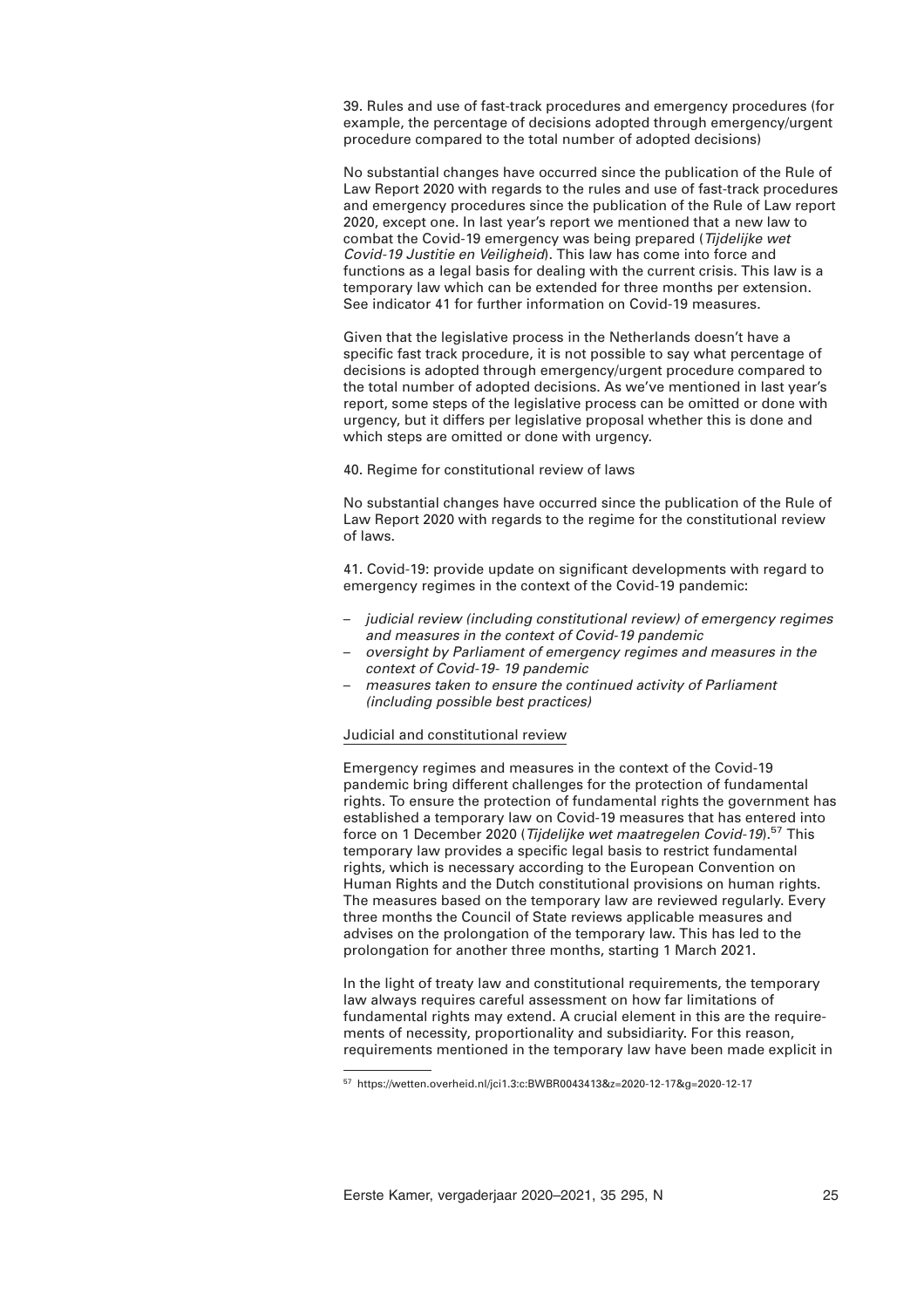39. Rules and use of fast-track procedures and emergency procedures (for example, the percentage of decisions adopted through emergency/urgent procedure compared to the total number of adopted decisions)

No substantial changes have occurred since the publication of the Rule of Law Report 2020 with regards to the rules and use of fast-track procedures and emergency procedures since the publication of the Rule of Law report 2020, except one. In last year's report we mentioned that a new law to combat the Covid-19 emergency was being prepared (*Tijdelijke wet Covid-19 Justitie en Veiligheid*). This law has come into force and functions as a legal basis for dealing with the current crisis. This law is a temporary law which can be extended for three months per extension. See indicator 41 for further information on Covid-19 measures.

Given that the legislative process in the Netherlands doesn't have a specific fast track procedure, it is not possible to say what percentage of decisions is adopted through emergency/urgent procedure compared to the total number of adopted decisions. As we've mentioned in last year's report, some steps of the legislative process can be omitted or done with urgency, but it differs per legislative proposal whether this is done and which steps are omitted or done with urgency.

40. Regime for constitutional review of laws

No substantial changes have occurred since the publication of the Rule of Law Report 2020 with regards to the regime for the constitutional review of laws.

41. Covid-19: provide update on significant developments with regard to emergency regimes in the context of the Covid-19 pandemic:

- *judicial review (including constitutional review) of emergency regimes and measures in the context of Covid-19 pandemic*
- *oversight by Parliament of emergency regimes and measures in the context of Covid-19- 19 pandemic*
- *measures taken to ensure the continued activity of Parliament (including possible best practices)*

Judicial and constitutional review

Emergency regimes and measures in the context of the Covid-19 pandemic bring different challenges for the protection of fundamental rights. To ensure the protection of fundamental rights the government has established a temporary law on Covid-19 measures that has entered into force on 1 December 2020 (*Tijdelijke wet maatregelen Covid-19*).[57] This temporary law provides a specific legal basis to restrict fundamental rights, which is necessary according to the European Convention on Human Rights and the Dutch constitutional provisions on human rights. The measures based on the temporary law are reviewed regularly. Every three months the Council of State reviews applicable measures and advises on the prolongation of the temporary law. This has led to the prolongation for another three months, starting 1 March 2021.

In the light of treaty law and constitutional requirements, the temporary law always requires careful assessment on how far limitations of fundamental rights may extend. A crucial element in this are the requirements of necessity, proportionality and subsidiarity. For this reason, requirements mentioned in the temporary law have been made explicit in

[57] https://wetten.overheid.nl/jci1.3:c:BWBR0043413&z=2020-12-17&g=2020-12-17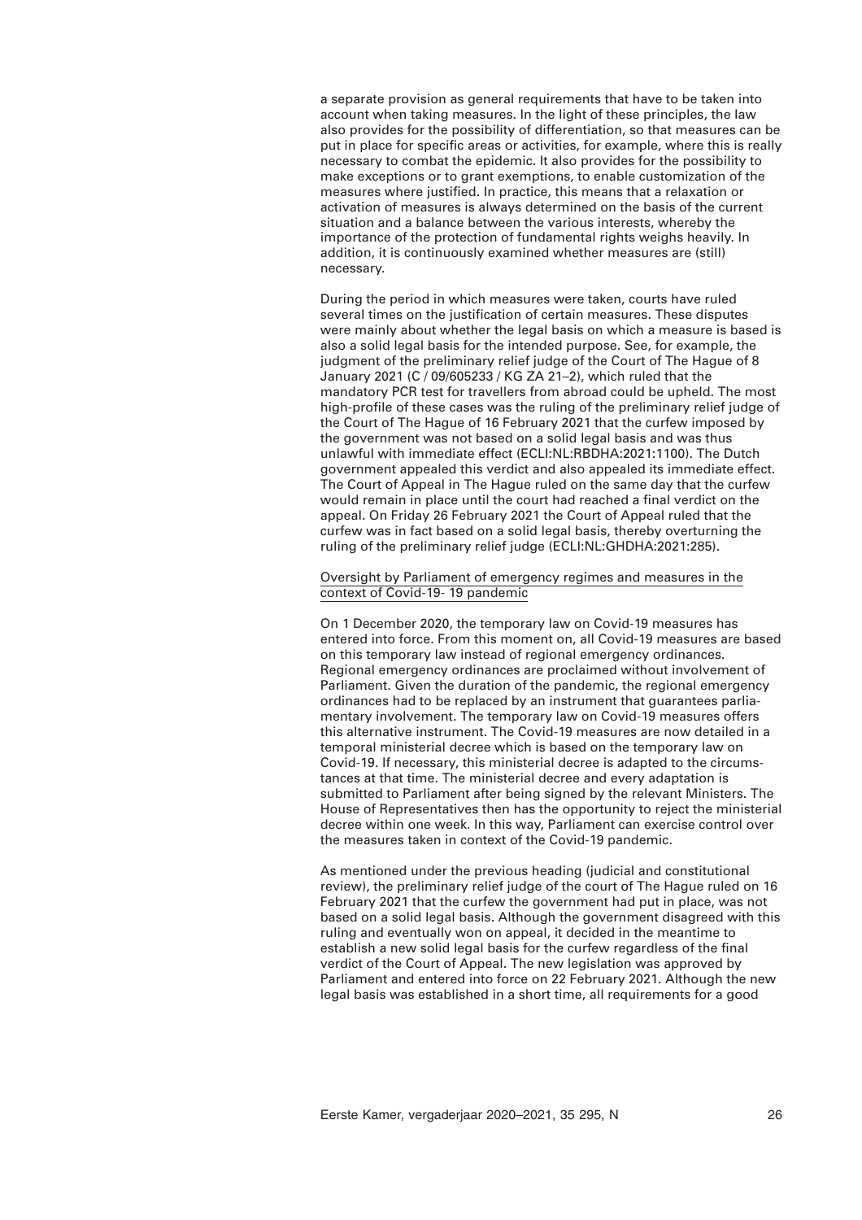a separate provision as general requirements that have to be taken into account when taking measures. In the light of these principles, the law also provides for the possibility of differentiation, so that measures can be put in place for specific areas or activities, for example, where this is really necessary to combat the epidemic. It also provides for the possibility to make exceptions or to grant exemptions, to enable customization of the measures where justified. In practice, this means that a relaxation or activation of measures is always determined on the basis of the current situation and a balance between the various interests, whereby the importance of the protection of fundamental rights weighs heavily. In addition, it is continuously examined whether measures are (still) necessary.

During the period in which measures were taken, courts have ruled several times on the justification of certain measures. These disputes were mainly about whether the legal basis on which a measure is based is also a solid legal basis for the intended purpose. See, for example, the judgment of the preliminary relief judge of the Court of The Hague of 8 January 2021 (C / 09/605233 / KG ZA 21–2), which ruled that the mandatory PCR test for travellers from abroad could be upheld. The most high-profile of these cases was the ruling of the preliminary relief judge of the Court of The Hague of 16 February 2021 that the curfew imposed by the government was not based on a solid legal basis and was thus unlawful with immediate effect (ECLI:NL:RBDHA:2021:1100). The Dutch government appealed this verdict and also appealed its immediate effect. The Court of Appeal in The Hague ruled on the same day that the curfew would remain in place until the court had reached a final verdict on the appeal. On Friday 26 February 2021 the Court of Appeal ruled that the curfew was in fact based on a solid legal basis, thereby overturning the ruling of the preliminary relief judge (ECLI:NL:GHDHA:2021:285).

Oversight by Parliament of emergency regimes and measures in the context of Covid-19- 19 pandemic

On 1 December 2020, the temporary law on Covid-19 measures has entered into force. From this moment on, all Covid-19 measures are based on this temporary law instead of regional emergency ordinances. Regional emergency ordinances are proclaimed without involvement of Parliament. Given the duration of the pandemic, the regional emergency ordinances had to be replaced by an instrument that guarantees parliamentary involvement. The temporary law on Covid-19 measures offers this alternative instrument. The Covid-19 measures are now detailed in a temporal ministerial decree which is based on the temporary law on Covid-19. If necessary, this ministerial decree is adapted to the circumstances at that time. The ministerial decree and every adaptation is submitted to Parliament after being signed by the relevant Ministers. The House of Representatives then has the opportunity to reject the ministerial decree within one week. In this way, Parliament can exercise control over the measures taken in context of the Covid-19 pandemic.

As mentioned under the previous heading (judicial and constitutional review), the preliminary relief judge of the court of The Hague ruled on 16 February 2021 that the curfew the government had put in place, was not based on a solid legal basis. Although the government disagreed with this ruling and eventually won on appeal, it decided in the meantime to establish a new solid legal basis for the curfew regardless of the final verdict of the Court of Appeal. The new legislation was approved by Parliament and entered into force on 22 February 2021. Although the new legal basis was established in a short time, all requirements for a good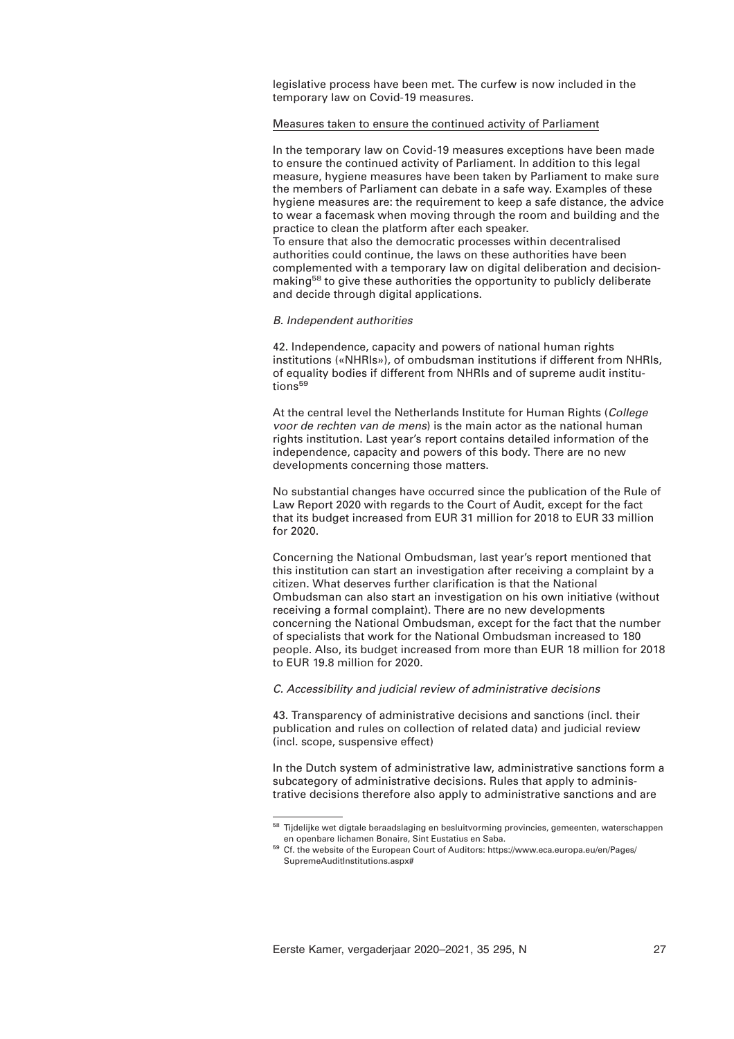legislative process have been met. The curfew is now included in the temporary law on Covid-19 measures.

Measures taken to ensure the continued activity of Parliament

In the temporary law on Covid-19 measures exceptions have been made to ensure the continued activity of Parliament. In addition to this legal measure, hygiene measures have been taken by Parliament to make sure the members of Parliament can debate in a safe way. Examples of these hygiene measures are: the requirement to keep a safe distance, the advice to wear a facemask when moving through the room and building and the practice to clean the platform after each speaker.
To ensure that also the democratic processes within decentralised authorities could continue, the laws on these authorities have been complemented with a temporary law on digital deliberation and decision-making[58] to give these authorities the opportunity to publicly deliberate and decide through digital applications.

*B. Independent authorities*

42. Independence, capacity and powers of national human rights institutions («NHRIs»), of ombudsman institutions if different from NHRIs, of equality bodies if different from NHRIs and of supreme audit institutions[59]

At the central level the Netherlands Institute for Human Rights (*College voor de rechten van de mens*) is the main actor as the national human rights institution. Last year's report contains detailed information of the independence, capacity and powers of this body. There are no new developments concerning those matters.

No substantial changes have occurred since the publication of the Rule of Law Report 2020 with regards to the Court of Audit, except for the fact that its budget increased from EUR 31 million for 2018 to EUR 33 million for 2020.

Concerning the National Ombudsman, last year's report mentioned that this institution can start an investigation after receiving a complaint by a citizen. What deserves further clarification is that the National Ombudsman can also start an investigation on his own initiative (without receiving a formal complaint). There are no new developments concerning the National Ombudsman, except for the fact that the number of specialists that work for the National Ombudsman increased to 180 people. Also, its budget increased from more than EUR 18 million for 2018 to EUR 19.8 million for 2020.

*C. Accessibility and judicial review of administrative decisions*

43. Transparency of administrative decisions and sanctions (incl. their publication and rules on collection of related data) and judicial review (incl. scope, suspensive effect)

In the Dutch system of administrative law, administrative sanctions form a subcategory of administrative decisions. Rules that apply to administrative decisions therefore also apply to administrative sanctions and are

---

[58] Tijdelijke wet digtale beraadslaging en besluitvorming provincies, gemeenten, waterschappen en openbare lichamen Bonaire, Sint Eustatius en Saba.

[59] Cf. the website of the European Court of Auditors: https://www.eca.europa.eu/en/Pages/SupremeAuditInstitutions.aspx#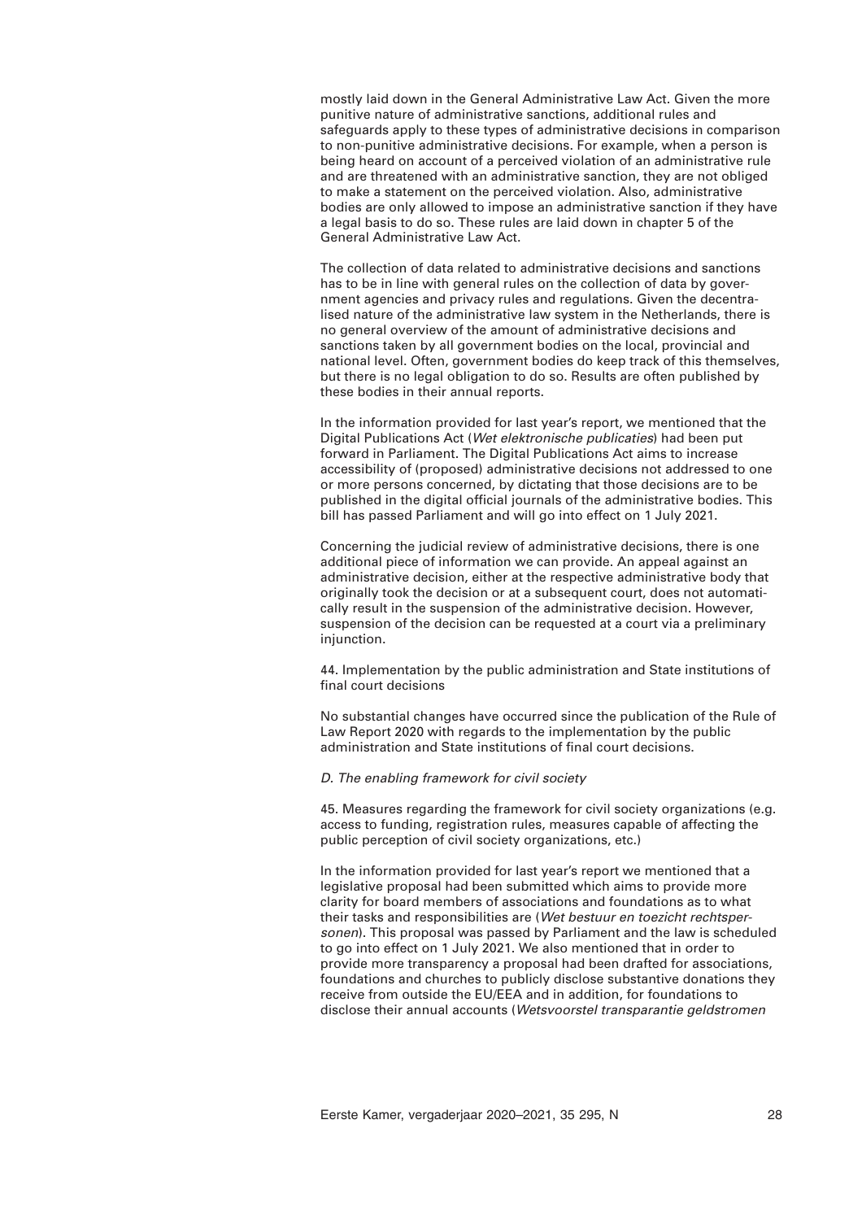mostly laid down in the General Administrative Law Act. Given the more punitive nature of administrative sanctions, additional rules and safeguards apply to these types of administrative decisions in comparison to non-punitive administrative decisions. For example, when a person is being heard on account of a perceived violation of an administrative rule and are threatened with an administrative sanction, they are not obliged to make a statement on the perceived violation. Also, administrative bodies are only allowed to impose an administrative sanction if they have a legal basis to do so. These rules are laid down in chapter 5 of the General Administrative Law Act.

The collection of data related to administrative decisions and sanctions has to be in line with general rules on the collection of data by government agencies and privacy rules and regulations. Given the decentralised nature of the administrative law system in the Netherlands, there is no general overview of the amount of administrative decisions and sanctions taken by all government bodies on the local, provincial and national level. Often, government bodies do keep track of this themselves, but there is no legal obligation to do so. Results are often published by these bodies in their annual reports.

In the information provided for last year's report, we mentioned that the Digital Publications Act (*Wet elektronische publicaties*) had been put forward in Parliament. The Digital Publications Act aims to increase accessibility of (proposed) administrative decisions not addressed to one or more persons concerned, by dictating that those decisions are to be published in the digital official journals of the administrative bodies. This bill has passed Parliament and will go into effect on 1 July 2021.

Concerning the judicial review of administrative decisions, there is one additional piece of information we can provide. An appeal against an administrative decision, either at the respective administrative body that originally took the decision or at a subsequent court, does not automatically result in the suspension of the administrative decision. However, suspension of the decision can be requested at a court via a preliminary injunction.

44. Implementation by the public administration and State institutions of final court decisions

No substantial changes have occurred since the publication of the Rule of Law Report 2020 with regards to the implementation by the public administration and State institutions of final court decisions.

*D. The enabling framework for civil society*

45. Measures regarding the framework for civil society organizations (e.g. access to funding, registration rules, measures capable of affecting the public perception of civil society organizations, etc.)

In the information provided for last year's report we mentioned that a legislative proposal had been submitted which aims to provide more clarity for board members of associations and foundations as to what their tasks and responsibilities are (*Wet bestuur en toezicht rechtspersonen*). This proposal was passed by Parliament and the law is scheduled to go into effect on 1 July 2021. We also mentioned that in order to provide more transparency a proposal had been drafted for associations, foundations and churches to publicly disclose substantive donations they receive from outside the EU/EEA and in addition, for foundations to disclose their annual accounts (*Wetsvoorstel transparantie geldstromen*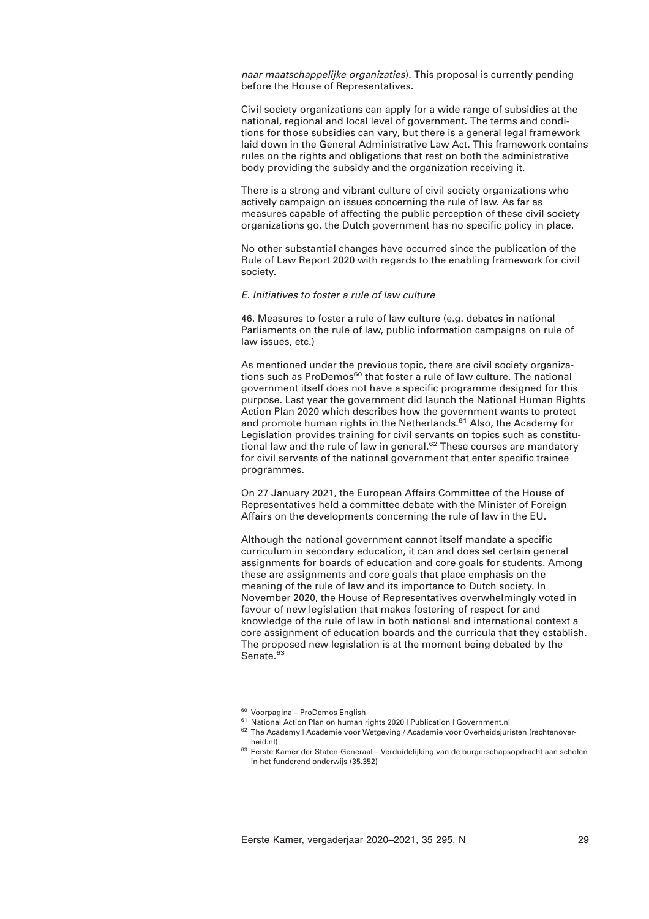*naar maatschappelijke organizaties*). This proposal is currently pending before the House of Representatives.

Civil society organizations can apply for a wide range of subsidies at the national, regional and local level of government. The terms and conditions for those subsidies can vary, but there is a general legal framework laid down in the General Administrative Law Act. This framework contains rules on the rights and obligations that rest on both the administrative body providing the subsidy and the organization receiving it.

There is a strong and vibrant culture of civil society organizations who actively campaign on issues concerning the rule of law. As far as measures capable of affecting the public perception of these civil society organizations go, the Dutch government has no specific policy in place.

No other substantial changes have occurred since the publication of the Rule of Law Report 2020 with regards to the enabling framework for civil society.

*E. Initiatives to foster a rule of law culture*

46. Measures to foster a rule of law culture (e.g. debates in national Parliaments on the rule of law, public information campaigns on rule of law issues, etc.)

As mentioned under the previous topic, there are civil society organizations such as ProDemos[60] that foster a rule of law culture. The national government itself does not have a specific programme designed for this purpose. Last year the government did launch the National Human Rights Action Plan 2020 which describes how the government wants to protect and promote human rights in the Netherlands.[61] Also, the Academy for Legislation provides training for civil servants on topics such as constitutional law and the rule of law in general.[62] These courses are mandatory for civil servants of the national government that enter specific trainee programmes.

On 27 January 2021, the European Affairs Committee of the House of Representatives held a committee debate with the Minister of Foreign Affairs on the developments concerning the rule of law in the EU.

Although the national government cannot itself mandate a specific curriculum in secondary education, it can and does set certain general assignments for boards of education and core goals for students. Among these are assignments and core goals that place emphasis on the meaning of the rule of law and its importance to Dutch society. In November 2020, the House of Representatives overwhelmingly voted in favour of new legislation that makes fostering of respect for and knowledge of the rule of law in both national and international context a core assignment of education boards and the curricula that they establish. The proposed new legislation is at the moment being debated by the Senate.[63]

---

[60] Voorpagina – ProDemos English

[61] National Action Plan on human rights 2020 | Publication | Government.nl

[62] The Academy | Academie voor Wetgeving / Academie voor Overheidsjuristen (rechtenoverheid.nl)

[63] Eerste Kamer der Staten-Generaal – Verduidelijking van de burgerschapsopdracht aan scholen in het funderend onderwijs (35.352)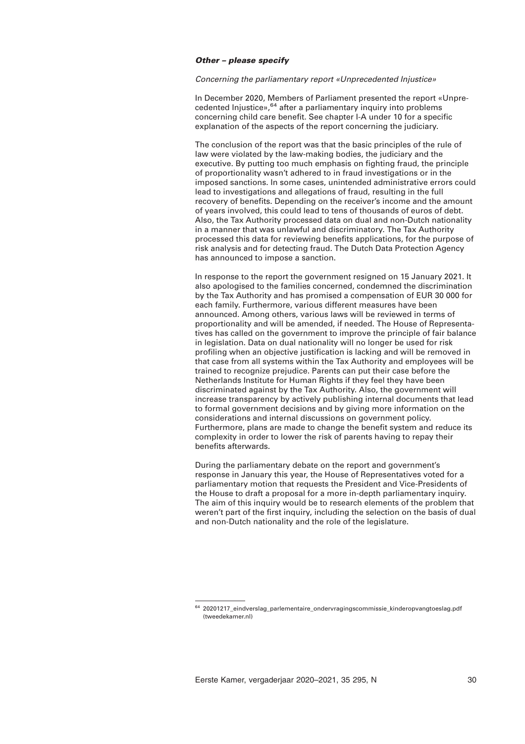***Other – please specify***

*Concerning the parliamentary report «Unprecedented Injustice»*

In December 2020, Members of Parliament presented the report «Unprecedented Injustice»,[64] after a parliamentary inquiry into problems concerning child care benefit. See chapter I-A under 10 for a specific explanation of the aspects of the report concerning the judiciary.

The conclusion of the report was that the basic principles of the rule of law were violated by the law-making bodies, the judiciary and the executive. By putting too much emphasis on fighting fraud, the principle of proportionality wasn't adhered to in fraud investigations or in the imposed sanctions. In some cases, unintended administrative errors could lead to investigations and allegations of fraud, resulting in the full recovery of benefits. Depending on the receiver's income and the amount of years involved, this could lead to tens of thousands of euros of debt. Also, the Tax Authority processed data on dual and non-Dutch nationality in a manner that was unlawful and discriminatory. The Tax Authority processed this data for reviewing benefits applications, for the purpose of risk analysis and for detecting fraud. The Dutch Data Protection Agency has announced to impose a sanction.

In response to the report the government resigned on 15 January 2021. It also apologised to the families concerned, condemned the discrimination by the Tax Authority and has promised a compensation of EUR 30 000 for each family. Furthermore, various different measures have been announced. Among others, various laws will be reviewed in terms of proportionality and will be amended, if needed. The House of Representatives has called on the government to improve the principle of fair balance in legislation. Data on dual nationality will no longer be used for risk profiling when an objective justification is lacking and will be removed in that case from all systems within the Tax Authority and employees will be trained to recognize prejudice. Parents can put their case before the Netherlands Institute for Human Rights if they feel they have been discriminated against by the Tax Authority. Also, the government will increase transparency by actively publishing internal documents that lead to formal government decisions and by giving more information on the considerations and internal discussions on government policy. Furthermore, plans are made to change the benefit system and reduce its complexity in order to lower the risk of parents having to repay their benefits afterwards.

During the parliamentary debate on the report and government's response in January this year, the House of Representatives voted for a parliamentary motion that requests the President and Vice-Presidents of the House to draft a proposal for a more in-depth parliamentary inquiry. The aim of this inquiry would be to research elements of the problem that weren't part of the first inquiry, including the selection on the basis of dual and non-Dutch nationality and the role of the legislature.

---

[64] 20201217_eindverslag_parlementaire_ondervragingscommissie_kinderopvangtoeslag.pdf (tweedekamer.nl)